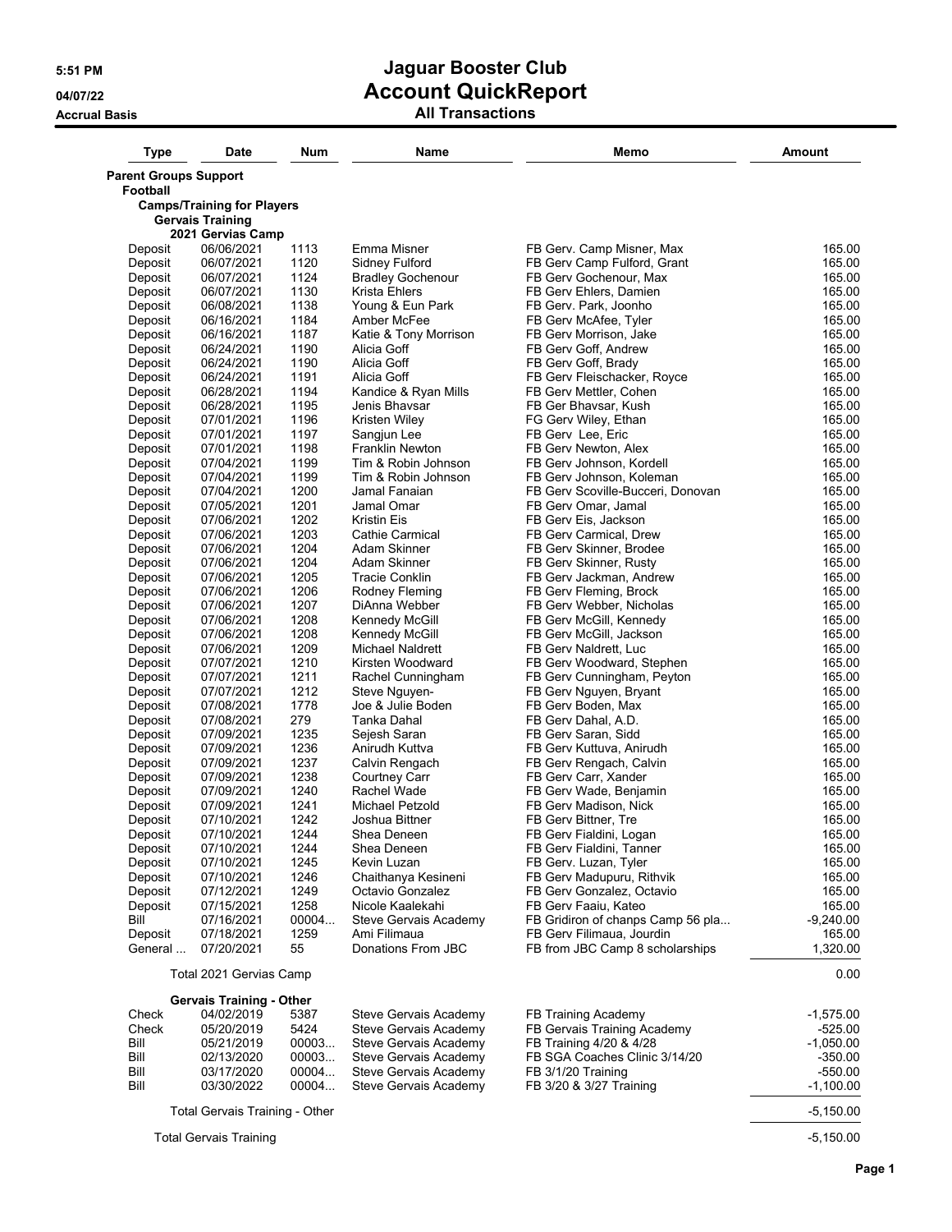# Jaguar Booster Club
## Account QuickReport
### All Transactions

5:51 PM
04/07/22
Accrual Basis

| Type | Date | Num | Name | Memo | Amount |
|---|---|---|---|---|---|
| **Parent Groups Support** | | | | | |
| **Football** | | | | | |
| **Camps/Training for Players** | | | | | |
| **Gervais Training** | | | | | |
| **2021 Gervias Camp** | | | | | |
| Deposit | 06/06/2021 | 1113 | Emma Misner | FB Gerv. Camp Misner, Max | 165.00 |
| Deposit | 06/07/2021 | 1120 | Sidney Fulford | FB Gerv Camp Fulford, Grant | 165.00 |
| Deposit | 06/07/2021 | 1124 | Bradley Gochenour | FB Gerv Gochenour, Max | 165.00 |
| Deposit | 06/07/2021 | 1130 | Krista Ehlers | FB Gerv Ehlers, Damien | 165.00 |
| Deposit | 06/08/2021 | 1138 | Young & Eun Park | FB Gerv. Park, Joonho | 165.00 |
| Deposit | 06/16/2021 | 1184 | Amber McFee | FB Gerv McAfee, Tyler | 165.00 |
| Deposit | 06/16/2021 | 1187 | Katie & Tony Morrison | FB Gerv Morrison, Jake | 165.00 |
| Deposit | 06/24/2021 | 1190 | Alicia Goff | FB Gerv Goff, Andrew | 165.00 |
| Deposit | 06/24/2021 | 1190 | Alicia Goff | FB Gerv Goff, Brady | 165.00 |
| Deposit | 06/24/2021 | 1191 | Alicia Goff | FB Gerv Fleischacker, Royce | 165.00 |
| Deposit | 06/28/2021 | 1194 | Kandice & Ryan Mills | FB Gerv Mettler, Cohen | 165.00 |
| Deposit | 06/28/2021 | 1195 | Jenis Bhavsar | FB Ger Bhavsar, Kush | 165.00 |
| Deposit | 07/01/2021 | 1196 | Kristen Wiley | FG Gerv Wiley, Ethan | 165.00 |
| Deposit | 07/01/2021 | 1197 | Sangjun Lee | FB Gerv Lee, Eric | 165.00 |
| Deposit | 07/01/2021 | 1198 | Franklin Newton | FB Gerv Newton, Alex | 165.00 |
| Deposit | 07/04/2021 | 1199 | Tim & Robin Johnson | FB Gerv Johnson, Kordell | 165.00 |
| Deposit | 07/04/2021 | 1199 | Tim & Robin Johnson | FB Gerv Johnson, Koleman | 165.00 |
| Deposit | 07/04/2021 | 1200 | Jamal Fanaian | FB Gerv Scoville-Bucceri, Donovan | 165.00 |
| Deposit | 07/05/2021 | 1201 | Jamal Omar | FB Gerv Omar, Jamal | 165.00 |
| Deposit | 07/06/2021 | 1202 | Kristin Eis | FB Gerv Eis, Jackson | 165.00 |
| Deposit | 07/06/2021 | 1203 | Cathie Carmical | FB Gerv Carmical, Drew | 165.00 |
| Deposit | 07/06/2021 | 1204 | Adam Skinner | FB Gerv Skinner, Brodee | 165.00 |
| Deposit | 07/06/2021 | 1204 | Adam Skinner | FB Gerv Skinner, Rusty | 165.00 |
| Deposit | 07/06/2021 | 1205 | Tracie Conklin | FB Gerv Jackman, Andrew | 165.00 |
| Deposit | 07/06/2021 | 1206 | Rodney Fleming | FB Gerv Fleming, Brock | 165.00 |
| Deposit | 07/06/2021 | 1207 | DiAnna Webber | FB Gerv Webber, Nicholas | 165.00 |
| Deposit | 07/06/2021 | 1208 | Kennedy McGill | FB Gerv McGill, Kennedy | 165.00 |
| Deposit | 07/06/2021 | 1208 | Kennedy McGill | FB Gerv McGill, Jackson | 165.00 |
| Deposit | 07/06/2021 | 1209 | Michael Naldrett | FB Gerv Naldrett, Luc | 165.00 |
| Deposit | 07/07/2021 | 1210 | Kirsten Woodward | FB Gerv Woodward, Stephen | 165.00 |
| Deposit | 07/07/2021 | 1211 | Rachel Cunningham | FB Gerv Cunningham, Peyton | 165.00 |
| Deposit | 07/07/2021 | 1212 | Steve Nguyen- | FB Gerv Nguyen, Bryant | 165.00 |
| Deposit | 07/08/2021 | 1778 | Joe & Julie Boden | FB Gerv Boden, Max | 165.00 |
| Deposit | 07/08/2021 | 279 | Tanka Dahal | FB Gerv Dahal, A.D. | 165.00 |
| Deposit | 07/09/2021 | 1235 | Sejesh Saran | FB Gerv Saran, Sidd | 165.00 |
| Deposit | 07/09/2021 | 1236 | Anirudh Kuttva | FB Gerv Kuttuva, Anirudh | 165.00 |
| Deposit | 07/09/2021 | 1237 | Calvin Rengach | FB Gerv Rengach, Calvin | 165.00 |
| Deposit | 07/09/2021 | 1238 | Courtney Carr | FB Gerv Carr, Xander | 165.00 |
| Deposit | 07/09/2021 | 1240 | Rachel Wade | FB Gerv Wade, Benjamin | 165.00 |
| Deposit | 07/09/2021 | 1241 | Michael Petzold | FB Gerv Madison, Nick | 165.00 |
| Deposit | 07/10/2021 | 1242 | Joshua Bittner | FB Gerv Bittner, Tre | 165.00 |
| Deposit | 07/10/2021 | 1244 | Shea Deneen | FB Gerv Fialdini, Logan | 165.00 |
| Deposit | 07/10/2021 | 1244 | Shea Deneen | FB Gerv Fialdini, Tanner | 165.00 |
| Deposit | 07/10/2021 | 1245 | Kevin Luzan | FB Gerv. Luzan, Tyler | 165.00 |
| Deposit | 07/10/2021 | 1246 | Chaithanya Kesineni | FB Gerv Madupuru, Rithvik | 165.00 |
| Deposit | 07/12/2021 | 1249 | Octavio Gonzalez | FB Gerv Gonzalez, Octavio | 165.00 |
| Deposit | 07/15/2021 | 1258 | Nicole Kaalekahi | FB Gerv Faaiu, Kateo | 165.00 |
| Bill | 07/16/2021 | 00004... | Steve Gervais Academy | FB Gridiron of chanps Camp 56 pla... | -9,240.00 |
| Deposit | 07/18/2021 | 1259 | Ami Filimaua | FB Gerv Filimaua, Jourdin | 165.00 |
| General ... | 07/20/2021 | 55 | Donations From JBC | FB from JBC Camp 8 scholarships | 1,320.00 |
| Total 2021 Gervias Camp | | | | | 0.00 |
| **Gervais Training - Other** | | | | | |
| Check | 04/02/2019 | 5387 | Steve Gervais Academy | FB Training Academy | -1,575.00 |
| Check | 05/20/2019 | 5424 | Steve Gervais Academy | FB Gervais Training Academy | -525.00 |
| Bill | 05/21/2019 | 00003... | Steve Gervais Academy | FB Training 4/20 & 4/28 | -1,050.00 |
| Bill | 02/13/2020 | 00003... | Steve Gervais Academy | FB SGA Coaches Clinic 3/14/20 | -350.00 |
| Bill | 03/17/2020 | 00004... | Steve Gervais Academy | FB 3/1/20 Training | -550.00 |
| Bill | 03/30/2022 | 00004... | Steve Gervais Academy | FB 3/20 & 3/27 Training | -1,100.00 |
| Total Gervais Training - Other | | | | | -5,150.00 |
| Total Gervais Training | | | | | -5,150.00 |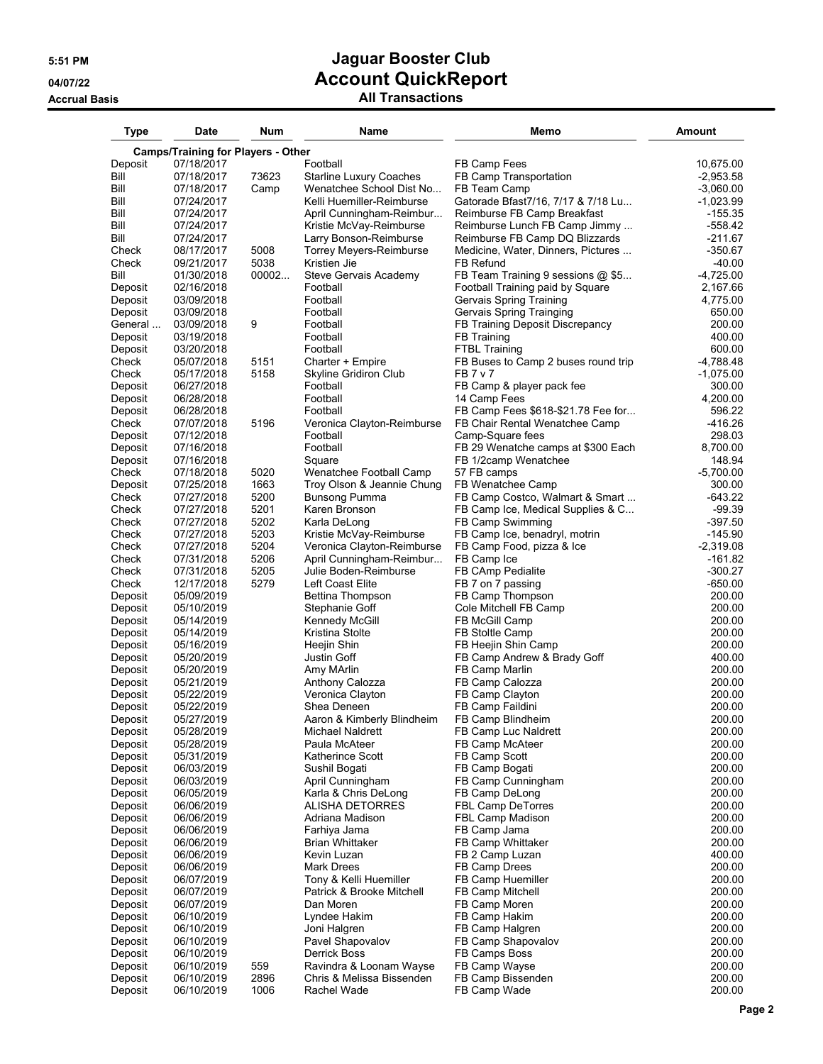# Jaguar Booster Club
## Account QuickReport
### All Transactions

5:51 PM
04/07/22
Accrual Basis

| Type | Date | Num | Name | Memo | Amount |
|---|---|---|---|---|---|
| **Camps/Training for Players - Other** | | | | | |
| Deposit | 07/18/2017 | | Football | FB Camp Fees | 10,675.00 |
| Bill | 07/18/2017 | 73623 | Starline Luxury Coaches | FB Camp Transportation | -2,953.58 |
| Bill | 07/18/2017 | Camp | Wenatchee School Dist No... | FB Team Camp | -3,060.00 |
| Bill | 07/24/2017 | | Kelli Huemiller-Reimburse | Gatorade Bfast7/16, 7/17 & 7/18 Lu... | -1,023.99 |
| Bill | 07/24/2017 | | April Cunningham-Reimbur... | Reimburse FB Camp Breakfast | -155.35 |
| Bill | 07/24/2017 | | Kristie McVay-Reimburse | Reimburse Lunch FB Camp Jimmy ... | -558.42 |
| Bill | 07/24/2017 | | Larry Bonson-Reimburse | Reimburse FB Camp DQ Blizzards | -211.67 |
| Check | 08/17/2017 | 5008 | Torrey Meyers-Reimburse | Medicine, Water, Dinners, Pictures ... | -350.67 |
| Check | 09/21/2017 | 5038 | Kristien Jie | FB Refund | -40.00 |
| Bill | 01/30/2018 | 00002... | Steve Gervais Academy | FB Team Training 9 sessions @ $5... | -4,725.00 |
| Deposit | 02/16/2018 | | Football | Football Training paid by Square | 2,167.66 |
| Deposit | 03/09/2018 | | Football | Gervais Spring Training | 4,775.00 |
| Deposit | 03/09/2018 | | Football | Gervais Spring Trainging | 650.00 |
| General ... | 03/09/2018 | 9 | Football | FB Training Deposit Discrepancy | 200.00 |
| Deposit | 03/19/2018 | | Football | FB Training | 400.00 |
| Deposit | 03/20/2018 | | Football | FTBL Training | 600.00 |
| Check | 05/07/2018 | 5151 | Charter + Empire | FB Buses to Camp 2 buses round trip | -4,788.48 |
| Check | 05/17/2018 | 5158 | Skyline Gridiron Club | FB 7 v 7 | -1,075.00 |
| Deposit | 06/27/2018 | | Football | FB Camp & player pack fee | 300.00 |
| Deposit | 06/28/2018 | | Football | 14 Camp Fees | 4,200.00 |
| Deposit | 06/28/2018 | | Football | FB Camp Fees $618-$21.78 Fee for... | 596.22 |
| Check | 07/07/2018 | 5196 | Veronica Clayton-Reimburse | FB Chair Rental Wenatchee Camp | -416.26 |
| Deposit | 07/12/2018 | | Football | Camp-Square fees | 298.03 |
| Deposit | 07/16/2018 | | Football | FB 29 Wenatche camps at $300 Each | 8,700.00 |
| Deposit | 07/16/2018 | | Square | FB 1/2camp Wenatchee | 148.94 |
| Check | 07/18/2018 | 5020 | Wenatchee Football Camp | 57 FB camps | -5,700.00 |
| Deposit | 07/25/2018 | 1663 | Troy Olson & Jeannie Chung | FB Wenatchee Camp | 300.00 |
| Check | 07/27/2018 | 5200 | Bunsong Pumma | FB Camp Costco, Walmart & Smart ... | -643.22 |
| Check | 07/27/2018 | 5201 | Karen Bronson | FB Camp Ice, Medical Supplies & C... | -99.39 |
| Check | 07/27/2018 | 5202 | Karla DeLong | FB Camp Swimming | -397.50 |
| Check | 07/27/2018 | 5203 | Kristie McVay-Reimburse | FB Camp Ice, benadryl, motrin | -145.90 |
| Check | 07/27/2018 | 5204 | Veronica Clayton-Reimburse | FB Camp Food, pizza & Ice | -2,319.08 |
| Check | 07/31/2018 | 5206 | April Cunningham-Reimbur... | FB Camp Ice | -161.82 |
| Check | 07/31/2018 | 5205 | Julie Boden-Reimburse | FB CAmp Pedialite | -300.27 |
| Check | 12/17/2018 | 5279 | Left Coast Elite | FB 7 on 7 passing | -650.00 |
| Deposit | 05/09/2019 | | Bettina Thompson | FB Camp Thompson | 200.00 |
| Deposit | 05/10/2019 | | Stephanie Goff | Cole Mitchell FB Camp | 200.00 |
| Deposit | 05/14/2019 | | Kennedy McGill | FB McGill Camp | 200.00 |
| Deposit | 05/14/2019 | | Kristina Stolte | FB Stoltle Camp | 200.00 |
| Deposit | 05/16/2019 | | Heejin Shin | FB Heejin Shin Camp | 200.00 |
| Deposit | 05/20/2019 | | Justin Goff | FB Camp Andrew & Brady Goff | 400.00 |
| Deposit | 05/20/2019 | | Amy MArlin | FB Camp Marlin | 200.00 |
| Deposit | 05/21/2019 | | Anthony Calozza | FB Camp Calozza | 200.00 |
| Deposit | 05/22/2019 | | Veronica Clayton | FB Camp Clayton | 200.00 |
| Deposit | 05/22/2019 | | Shea Deneen | FB Camp Faildini | 200.00 |
| Deposit | 05/27/2019 | | Aaron & Kimberly Blindheim | FB Camp Blindheim | 200.00 |
| Deposit | 05/28/2019 | | Michael Naldrett | FB Camp Luc Naldrett | 200.00 |
| Deposit | 05/28/2019 | | Paula McAteer | FB Camp McAteer | 200.00 |
| Deposit | 05/31/2019 | | Katherince Scott | FB Camp Scott | 200.00 |
| Deposit | 06/03/2019 | | Sushil Bogati | FB Camp Bogati | 200.00 |
| Deposit | 06/03/2019 | | April Cunningham | FB Camp Cunningham | 200.00 |
| Deposit | 06/05/2019 | | Karla & Chris DeLong | FB Camp DeLong | 200.00 |
| Deposit | 06/06/2019 | | ALISHA DETORRES | FBL Camp DeTorres | 200.00 |
| Deposit | 06/06/2019 | | Adriana Madison | FBL Camp Madison | 200.00 |
| Deposit | 06/06/2019 | | Farhiya Jama | FB Camp Jama | 200.00 |
| Deposit | 06/06/2019 | | Brian Whittaker | FB Camp Whittaker | 200.00 |
| Deposit | 06/06/2019 | | Kevin Luzan | FB 2 Camp Luzan | 400.00 |
| Deposit | 06/06/2019 | | Mark Drees | FB Camp Drees | 200.00 |
| Deposit | 06/07/2019 | | Tony & Kelli Huemiller | FB Camp Huemiller | 200.00 |
| Deposit | 06/07/2019 | | Patrick & Brooke Mitchell | FB Camp Mitchell | 200.00 |
| Deposit | 06/07/2019 | | Dan Moren | FB Camp Moren | 200.00 |
| Deposit | 06/10/2019 | | Lyndee Hakim | FB Camp Hakim | 200.00 |
| Deposit | 06/10/2019 | | Joni Halgren | FB Camp Halgren | 200.00 |
| Deposit | 06/10/2019 | | Pavel Shapovalov | FB Camp Shapovalov | 200.00 |
| Deposit | 06/10/2019 | | Derrick Boss | FB Camps Boss | 200.00 |
| Deposit | 06/10/2019 | 559 | Ravindra & Loonam Wayse | FB Camp Wayse | 200.00 |
| Deposit | 06/10/2019 | 2896 | Chris & Melissa Bissenden | FB Camp Bissenden | 200.00 |
| Deposit | 06/10/2019 | 1006 | Rachel Wade | FB Camp Wade | 200.00 |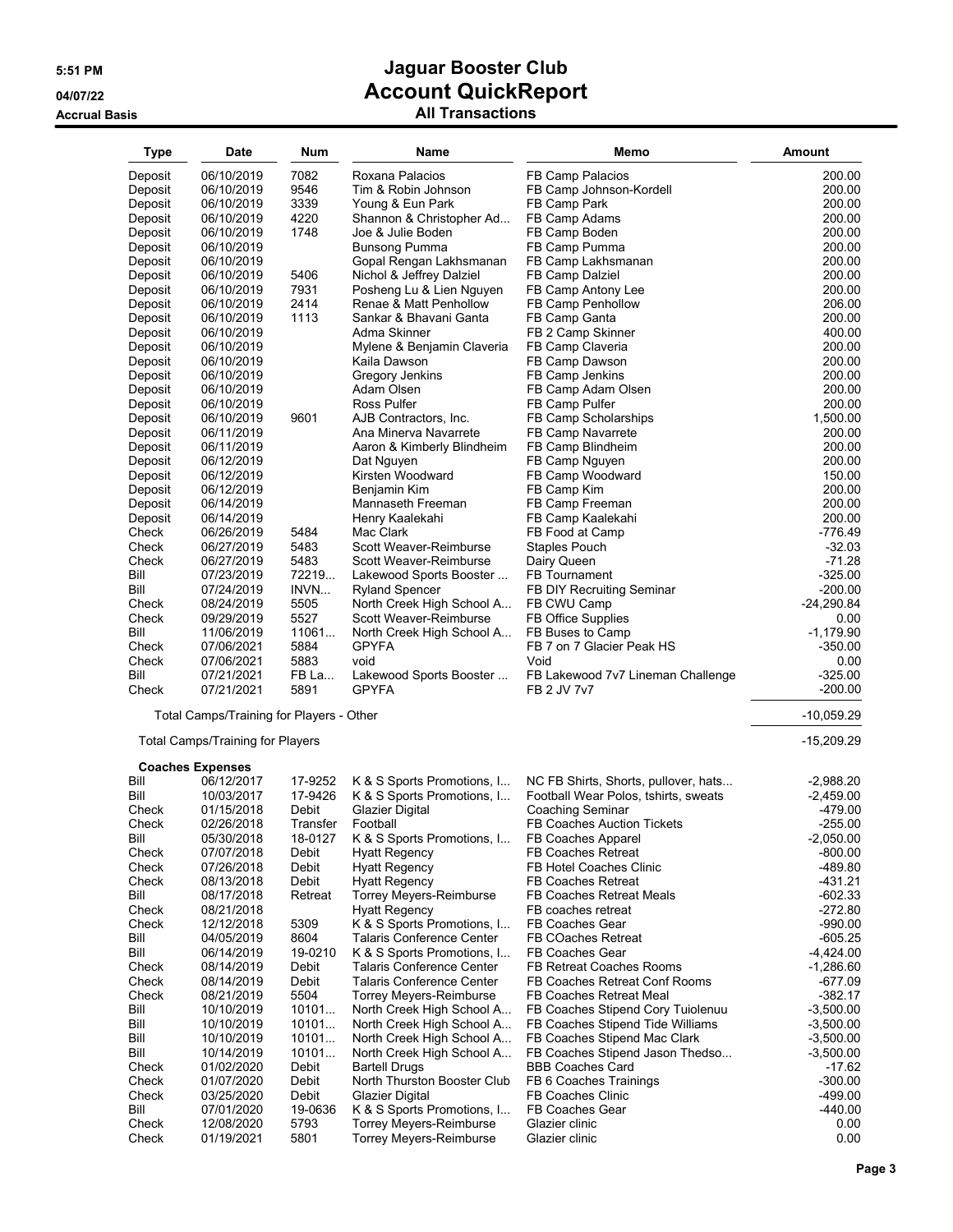# Jaguar Booster Club

## Account QuickReport

### All Transactions

5:51 PM
04/07/22
Accrual Basis

| Type | Date | Num | Name | Memo | Amount |
|---|---|---|---|---|---|
| Deposit | 06/10/2019 | 7082 | Roxana Palacios | FB Camp Palacios | 200.00 |
| Deposit | 06/10/2019 | 9546 | Tim & Robin Johnson | FB Camp Johnson-Kordell | 200.00 |
| Deposit | 06/10/2019 | 3339 | Young & Eun Park | FB Camp Park | 200.00 |
| Deposit | 06/10/2019 | 4220 | Shannon & Christopher Ad... | FB Camp Adams | 200.00 |
| Deposit | 06/10/2019 | 1748 | Joe & Julie Boden | FB Camp Boden | 200.00 |
| Deposit | 06/10/2019 | | Bunsong Pumma | FB Camp Pumma | 200.00 |
| Deposit | 06/10/2019 | | Gopal Rengan Lakhsmanan | FB Camp Lakhsmanan | 200.00 |
| Deposit | 06/10/2019 | 5406 | Nichol & Jeffrey Dalziel | FB Camp Dalziel | 200.00 |
| Deposit | 06/10/2019 | 7931 | Posheng Lu & Lien Nguyen | FB Camp Antony Lee | 200.00 |
| Deposit | 06/10/2019 | 2414 | Renae & Matt Penhollow | FB Camp Penhollow | 206.00 |
| Deposit | 06/10/2019 | 1113 | Sankar & Bhavani Ganta | FB Camp Ganta | 200.00 |
| Deposit | 06/10/2019 | | Adma Skinner | FB 2 Camp Skinner | 400.00 |
| Deposit | 06/10/2019 | | Mylene & Benjamin Claveria | FB Camp Claveria | 200.00 |
| Deposit | 06/10/2019 | | Kaila Dawson | FB Camp Dawson | 200.00 |
| Deposit | 06/10/2019 | | Gregory Jenkins | FB Camp Jenkins | 200.00 |
| Deposit | 06/10/2019 | | Adam Olsen | FB Camp Adam Olsen | 200.00 |
| Deposit | 06/10/2019 | | Ross Pulfer | FB Camp Pulfer | 200.00 |
| Deposit | 06/10/2019 | 9601 | AJB Contractors, Inc. | FB Camp Scholarships | 1,500.00 |
| Deposit | 06/11/2019 | | Ana Minerva Navarrete | FB Camp Navarrete | 200.00 |
| Deposit | 06/11/2019 | | Aaron & Kimberly Blindheim | FB Camp Blindheim | 200.00 |
| Deposit | 06/12/2019 | | Dat Nguyen | FB Camp Nguyen | 200.00 |
| Deposit | 06/12/2019 | | Kirsten Woodward | FB Camp Woodward | 150.00 |
| Deposit | 06/12/2019 | | Benjamin Kim | FB Camp Kim | 200.00 |
| Deposit | 06/14/2019 | | Mannaseth Freeman | FB Camp Freeman | 200.00 |
| Deposit | 06/14/2019 | | Henry Kaalekahi | FB Camp Kaalekahi | 200.00 |
| Check | 06/26/2019 | 5484 | Mac Clark | FB Food at Camp | -776.49 |
| Check | 06/27/2019 | 5483 | Scott Weaver-Reimburse | Staples Pouch | -32.03 |
| Check | 06/27/2019 | 5483 | Scott Weaver-Reimburse | Dairy Queen | -71.28 |
| Bill | 07/23/2019 | 72219... | Lakewood Sports Booster ... | FB Tournament | -325.00 |
| Bill | 07/24/2019 | INVN... | Ryland Spencer | FB DIY Recruiting Seminar | -200.00 |
| Check | 08/24/2019 | 5505 | North Creek High School A... | FB CWU Camp | -24,290.84 |
| Check | 09/29/2019 | 5527 | Scott Weaver-Reimburse | FB Office Supplies | 0.00 |
| Bill | 11/06/2019 | 11061... | North Creek High School A... | FB Buses to Camp | -1,179.90 |
| Check | 07/06/2021 | 5884 | GPYFA | FB 7 on 7 Glacier Peak HS | -350.00 |
| Check | 07/06/2021 | 5883 | void | Void | 0.00 |
| Bill | 07/21/2021 | FB La... | Lakewood Sports Booster ... | FB Lakewood 7v7 Lineman Challenge | -325.00 |
| Check | 07/21/2021 | 5891 | GPYFA | FB 2 JV 7v7 | -200.00 |
| Total Camps/Training for Players - Other | | | | | -10,059.29 |
| Total Camps/Training for Players | | | | | -15,209.29 |
| **Coaches Expenses** | | | | | |
| Bill | 06/12/2017 | 17-9252 | K & S Sports Promotions, I... | NC FB Shirts, Shorts, pullover, hats... | -2,988.20 |
| Bill | 10/03/2017 | 17-9426 | K & S Sports Promotions, I... | Football Wear Polos, tshirts, sweats | -2,459.00 |
| Check | 01/15/2018 | Debit | Glazier Digital | Coaching Seminar | -479.00 |
| Check | 02/26/2018 | Transfer | Football | FB Coaches Auction Tickets | -255.00 |
| Bill | 05/30/2018 | 18-0127 | K & S Sports Promotions, I... | FB Coaches Apparel | -2,050.00 |
| Check | 07/07/2018 | Debit | Hyatt Regency | FB Coaches Retreat | -800.00 |
| Check | 07/26/2018 | Debit | Hyatt Regency | FB Hotel Coaches Clinic | -489.80 |
| Check | 08/13/2018 | Debit | Hyatt Regency | FB Coaches Retreat | -431.21 |
| Bill | 08/17/2018 | Retreat | Torrey Meyers-Reimburse | FB Coaches Retreat Meals | -602.33 |
| Check | 08/21/2018 | | Hyatt Regency | FB coaches retreat | -272.80 |
| Check | 12/12/2018 | 5309 | K & S Sports Promotions, I... | FB Coaches Gear | -990.00 |
| Bill | 04/05/2019 | 8604 | Talaris Conference Center | FB COaches Retreat | -605.25 |
| Bill | 06/14/2019 | 19-0210 | K & S Sports Promotions, I... | FB Coaches Gear | -4,424.00 |
| Check | 08/14/2019 | Debit | Talaris Conference Center | FB Retreat Coaches Rooms | -1,286.60 |
| Check | 08/14/2019 | Debit | Talaris Conference Center | FB Coaches Retreat Conf Rooms | -677.09 |
| Check | 08/21/2019 | 5504 | Torrey Meyers-Reimburse | FB Coaches Retreat Meal | -382.17 |
| Bill | 10/10/2019 | 10101... | North Creek High School A... | FB Coaches Stipend Cory Tuiolenuu | -3,500.00 |
| Bill | 10/10/2019 | 10101... | North Creek High School A... | FB Coaches Stipend Tide Williams | -3,500.00 |
| Bill | 10/10/2019 | 10101... | North Creek High School A... | FB Coaches Stipend Mac Clark | -3,500.00 |
| Bill | 10/14/2019 | 10101... | North Creek High School A... | FB Coaches Stipend Jason Thedso... | -3,500.00 |
| Check | 01/02/2020 | Debit | Bartell Drugs | BBB Coaches Card | -17.62 |
| Check | 01/07/2020 | Debit | North Thurston Booster Club | FB 6 Coaches Trainings | -300.00 |
| Check | 03/25/2020 | Debit | Glazier Digital | FB Coaches Clinic | -499.00 |
| Bill | 07/01/2020 | 19-0636 | K & S Sports Promotions, I... | FB Coaches Gear | -440.00 |
| Check | 12/08/2020 | 5793 | Torrey Meyers-Reimburse | Glazier clinic | 0.00 |
| Check | 01/19/2021 | 5801 | Torrey Meyers-Reimburse | Glazier clinic | 0.00 |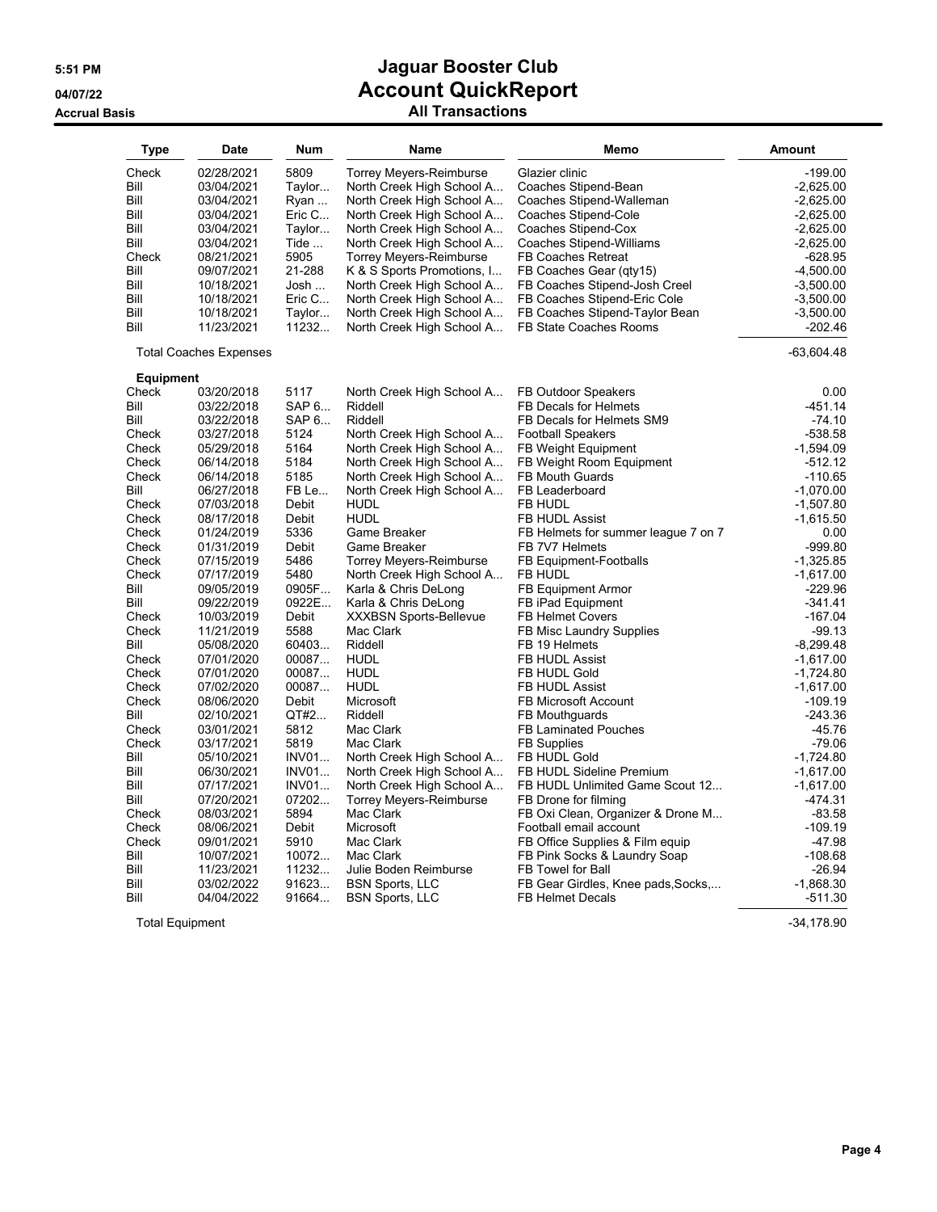# Jaguar Booster Club

## Account QuickReport

### All Transactions

5:51 PM
04/07/22
Accrual Basis

| Type | Date | Num | Name | Memo | Amount |
|---|---|---|---|---|---|
| Check | 02/28/2021 | 5809 | Torrey Meyers-Reimburse | Glazier clinic | -199.00 |
| Bill | 03/04/2021 | Taylor... | North Creek High School A... | Coaches Stipend-Bean | -2,625.00 |
| Bill | 03/04/2021 | Ryan ... | North Creek High School A... | Coaches Stipend-Walleman | -2,625.00 |
| Bill | 03/04/2021 | Eric C... | North Creek High School A... | Coaches Stipend-Cole | -2,625.00 |
| Bill | 03/04/2021 | Taylor... | North Creek High School A... | Coaches Stipend-Cox | -2,625.00 |
| Bill | 03/04/2021 | Tide ... | North Creek High School A... | Coaches Stipend-Williams | -2,625.00 |
| Check | 08/21/2021 | 5905 | Torrey Meyers-Reimburse | FB Coaches Retreat | -628.95 |
| Bill | 09/07/2021 | 21-288 | K & S Sports Promotions, I... | FB Coaches Gear (qty15) | -4,500.00 |
| Bill | 10/18/2021 | Josh ... | North Creek High School A... | FB Coaches Stipend-Josh Creel | -3,500.00 |
| Bill | 10/18/2021 | Eric C... | North Creek High School A... | FB Coaches Stipend-Eric Cole | -3,500.00 |
| Bill | 10/18/2021 | Taylor... | North Creek High School A... | FB Coaches Stipend-Taylor Bean | -3,500.00 |
| Bill | 11/23/2021 | 11232... | North Creek High School A... | FB State Coaches Rooms | -202.46 |
| Total Coaches Expenses | | | | | -63,604.48 |
| **Equipment** | | | | | |
| Check | 03/20/2018 | 5117 | North Creek High School A... | FB Outdoor Speakers | 0.00 |
| Bill | 03/22/2018 | SAP 6... | Riddell | FB Decals for Helmets | -451.14 |
| Bill | 03/22/2018 | SAP 6... | Riddell | FB Decals for Helmets SM9 | -74.10 |
| Check | 03/27/2018 | 5124 | North Creek High School A... | Football Speakers | -538.58 |
| Check | 05/29/2018 | 5164 | North Creek High School A... | FB Weight Equipment | -1,594.09 |
| Check | 06/14/2018 | 5184 | North Creek High School A... | FB Weight Room Equipment | -512.12 |
| Check | 06/14/2018 | 5185 | North Creek High School A... | FB Mouth Guards | -110.65 |
| Bill | 06/27/2018 | FB Le... | North Creek High School A... | FB Leaderboard | -1,070.00 |
| Check | 07/03/2018 | Debit | HUDL | FB HUDL | -1,507.80 |
| Check | 08/17/2018 | Debit | HUDL | FB HUDL Assist | -1,615.50 |
| Check | 01/24/2019 | 5336 | Game Breaker | FB Helmets for summer league 7 on 7 | 0.00 |
| Check | 01/31/2019 | Debit | Game Breaker | FB 7V7 Helmets | -999.80 |
| Check | 07/15/2019 | 5486 | Torrey Meyers-Reimburse | FB Equipment-Footballs | -1,325.85 |
| Check | 07/17/2019 | 5480 | North Creek High School A... | FB HUDL | -1,617.00 |
| Bill | 09/05/2019 | 0905F... | Karla & Chris DeLong | FB Equipment Armor | -229.96 |
| Bill | 09/22/2019 | 0922E... | Karla & Chris DeLong | FB iPad Equipment | -341.41 |
| Check | 10/03/2019 | Debit | XXXBSN Sports-Bellevue | FB Helmet Covers | -167.04 |
| Check | 11/21/2019 | 5588 | Mac Clark | FB Misc Laundry Supplies | -99.13 |
| Bill | 05/08/2020 | 60403... | Riddell | FB 19 Helmets | -8,299.48 |
| Check | 07/01/2020 | 00087... | HUDL | FB HUDL Assist | -1,617.00 |
| Check | 07/01/2020 | 00087... | HUDL | FB HUDL Gold | -1,724.80 |
| Check | 07/02/2020 | 00087... | HUDL | FB HUDL Assist | -1,617.00 |
| Check | 08/06/2020 | Debit | Microsoft | FB Microsoft Account | -109.19 |
| Bill | 02/10/2021 | QT#2... | Riddell | FB Mouthguards | -243.36 |
| Check | 03/01/2021 | 5812 | Mac Clark | FB Laminated Pouches | -45.76 |
| Check | 03/17/2021 | 5819 | Mac Clark | FB Supplies | -79.06 |
| Bill | 05/10/2021 | INV01... | North Creek High School A... | FB HUDL Gold | -1,724.80 |
| Bill | 06/30/2021 | INV01... | North Creek High School A... | FB HUDL Sideline Premium | -1,617.00 |
| Bill | 07/17/2021 | INV01... | North Creek High School A... | FB HUDL Unlimited Game Scout 12... | -1,617.00 |
| Bill | 07/20/2021 | 07202... | Torrey Meyers-Reimburse | FB Drone for filming | -474.31 |
| Check | 08/03/2021 | 5894 | Mac Clark | FB Oxi Clean, Organizer & Drone M... | -83.58 |
| Check | 08/06/2021 | Debit | Microsoft | Football email account | -109.19 |
| Check | 09/01/2021 | 5910 | Mac Clark | FB Office Supplies & Film equip | -47.98 |
| Bill | 10/07/2021 | 10072... | Mac Clark | FB Pink Socks & Laundry Soap | -108.68 |
| Bill | 11/23/2021 | 11232... | Julie Boden Reimburse | FB Towel for Ball | -26.94 |
| Bill | 03/02/2022 | 91623... | BSN Sports, LLC | FB Gear Girdles, Knee pads,Socks,... | -1,868.30 |
| Bill | 04/04/2022 | 91664... | BSN Sports, LLC | FB Helmet Decals | -511.30 |
| Total Equipment | | | | | -34,178.90 |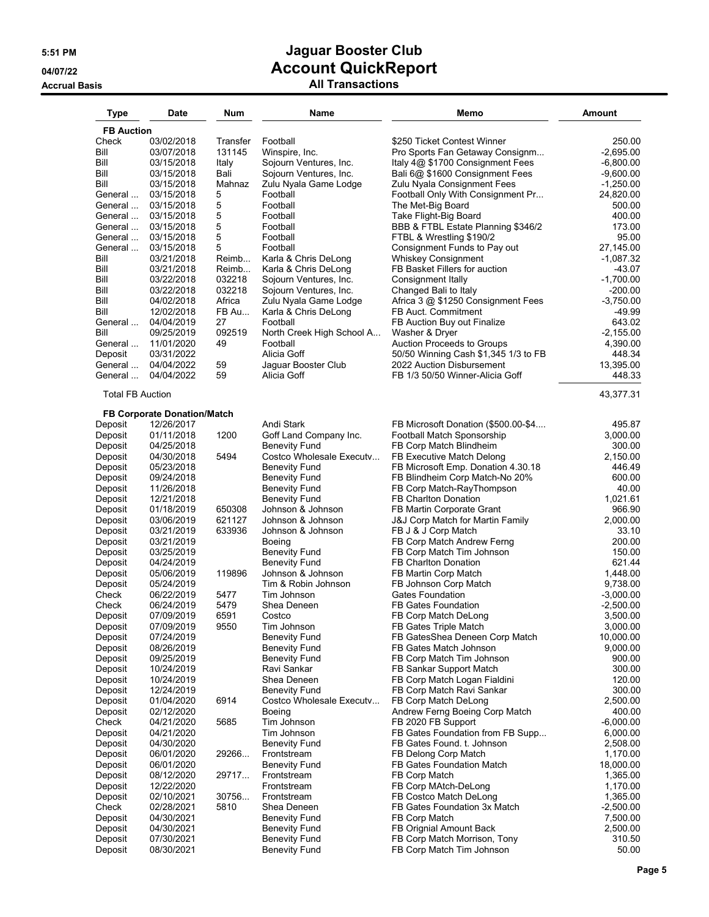# Jaguar Booster Club
## Account QuickReport
### All Transactions

5:51 PM
04/07/22
Accrual Basis

| Type | Date | Num | Name | Memo | Amount |
|---|---|---|---|---|---|
| **FB Auction** | | | | | |
| Check | 03/02/2018 | Transfer | Football | $250 Ticket Contest Winner | 250.00 |
| Bill | 03/07/2018 | 131145 | Winspire, Inc. | Pro Sports Fan Getaway Consignm... | -2,695.00 |
| Bill | 03/15/2018 | Italy | Sojourn Ventures, Inc. | Italy 4@ $1700 Consignment Fees | -6,800.00 |
| Bill | 03/15/2018 | Bali | Sojourn Ventures, Inc. | Bali 6@ $1600 Consignment Fees | -9,600.00 |
| Bill | 03/15/2018 | Mahnaz | Zulu Nyala Game Lodge | Zulu Nyala Consignment Fees | -1,250.00 |
| General ... | 03/15/2018 | 5 | Football | Football Only With Consignment Pr... | 24,820.00 |
| General ... | 03/15/2018 | 5 | Football | The Met-Big Board | 500.00 |
| General ... | 03/15/2018 | 5 | Football | Take Flight-Big Board | 400.00 |
| General ... | 03/15/2018 | 5 | Football | BBB & FTBL Estate Planning $346/2 | 173.00 |
| General ... | 03/15/2018 | 5 | Football | FTBL & Wrestling $190/2 | 95.00 |
| General ... | 03/15/2018 | 5 | Football | Consignment Funds to Pay out | 27,145.00 |
| Bill | 03/21/2018 | Reimb... | Karla & Chris DeLong | Whiskey Consignment | -1,087.32 |
| Bill | 03/21/2018 | Reimb... | Karla & Chris DeLong | FB Basket Fillers for auction | -43.07 |
| Bill | 03/22/2018 | 032218 | Sojourn Ventures, Inc. | Consignment Itally | -1,700.00 |
| Bill | 03/22/2018 | 032218 | Sojourn Ventures, Inc. | Changed Bali to Italy | -200.00 |
| Bill | 04/02/2018 | Africa | Zulu Nyala Game Lodge | Africa 3 @ $1250 Consignment Fees | -3,750.00 |
| Bill | 12/02/2018 | FB Au... | Karla & Chris DeLong | FB Auct. Commitment | -49.99 |
| General ... | 04/04/2019 | 27 | Football | FB Auction Buy out Finalize | 643.02 |
| Bill | 09/25/2019 | 092519 | North Creek High School A... | Washer & Dryer | -2,155.00 |
| General ... | 11/01/2020 | 49 | Football | Auction Proceeds to Groups | 4,390.00 |
| Deposit | 03/31/2022 | | Alicia Goff | 50/50 Winning Cash $1,345 1/3 to FB | 448.34 |
| General ... | 04/04/2022 | 59 | Jaguar Booster Club | 2022 Auction Disbursement | 13,395.00 |
| General ... | 04/04/2022 | 59 | Alicia Goff | FB 1/3 50/50 Winner-Alicia Goff | 448.33 |
| Total FB Auction | | | | | 43,377.31 |
| **FB Corporate Donation/Match** | | | | | |
| Deposit | 12/26/2017 | | Andi Stark | FB Microsoft Donation ($500.00-$4.... | 495.87 |
| Deposit | 01/11/2018 | 1200 | Goff Land Company Inc. | Football Match Sponsorship | 3,000.00 |
| Deposit | 04/25/2018 | | Benevity Fund | FB Corp Match Blindheim | 300.00 |
| Deposit | 04/30/2018 | 5494 | Costco Wholesale Executv... | FB Executive Match Delong | 2,150.00 |
| Deposit | 05/23/2018 | | Benevity Fund | FB Microsoft Emp. Donation 4.30.18 | 446.49 |
| Deposit | 09/24/2018 | | Benevity Fund | FB Blindheim Corp Match-No 20% | 600.00 |
| Deposit | 11/26/2018 | | Benevity Fund | FB Corp Match-RayThompson | 40.00 |
| Deposit | 12/21/2018 | | Benevity Fund | FB Charlton Donation | 1,021.61 |
| Deposit | 01/18/2019 | 650308 | Johnson & Johnson | FB Martin Corporate Grant | 966.90 |
| Deposit | 03/06/2019 | 621127 | Johnson & Johnson | J&J Corp Match for Martin Family | 2,000.00 |
| Deposit | 03/21/2019 | 633936 | Johnson & Johnson | FB J & J Corp Match | 33.10 |
| Deposit | 03/21/2019 | | Boeing | FB Corp Match Andrew Ferng | 200.00 |
| Deposit | 03/25/2019 | | Benevity Fund | FB Corp Match Tim Johnson | 150.00 |
| Deposit | 04/24/2019 | | Benevity Fund | FB Charlton Donation | 621.44 |
| Deposit | 05/06/2019 | 119896 | Johnson & Johnson | FB Martin Corp Match | 1,448.00 |
| Deposit | 05/24/2019 | | Tim & Robin Johnson | FB Johnson Corp Match | 9,738.00 |
| Check | 06/22/2019 | 5477 | Tim Johnson | Gates Foundation | -3,000.00 |
| Check | 06/24/2019 | 5479 | Shea Deneen | FB Gates Foundation | -2,500.00 |
| Deposit | 07/09/2019 | 6591 | Costco | FB Corp Match DeLong | 3,500.00 |
| Deposit | 07/09/2019 | 9550 | Tim Johnson | FB Gates Triple Match | 3,000.00 |
| Deposit | 07/24/2019 | | Benevity Fund | FB GatesShea Deneen Corp Match | 10,000.00 |
| Deposit | 08/26/2019 | | Benevity Fund | FB Gates Match Johnson | 9,000.00 |
| Deposit | 09/25/2019 | | Benevity Fund | FB Corp Match Tim Johnson | 900.00 |
| Deposit | 10/24/2019 | | Ravi Sankar | FB Sankar Support Match | 300.00 |
| Deposit | 10/24/2019 | | Shea Deneen | FB Corp Match Logan Fialdini | 120.00 |
| Deposit | 12/24/2019 | | Benevity Fund | FB Corp Match Ravi Sankar | 300.00 |
| Deposit | 01/04/2020 | 6914 | Costco Wholesale Executv... | FB Corp Match DeLong | 2,500.00 |
| Deposit | 02/12/2020 | | Boeing | Andrew Ferng Boeing Corp Match | 400.00 |
| Check | 04/21/2020 | 5685 | Tim Johnson | FB 2020 FB Support | -6,000.00 |
| Deposit | 04/21/2020 | | Tim Johnson | FB Gates Foundation from FB Supp... | 6,000.00 |
| Deposit | 04/30/2020 | | Benevity Fund | FB Gates Found. t. Johnson | 2,508.00 |
| Deposit | 06/01/2020 | 29266... | Frontstream | FB Delong Corp Match | 1,170.00 |
| Deposit | 06/01/2020 | | Benevity Fund | FB Gates Foundation Match | 18,000.00 |
| Deposit | 08/12/2020 | 29717... | Frontstream | FB Corp Match | 1,365.00 |
| Deposit | 12/22/2020 | | Frontstream | FB Corp MAtch-DeLong | 1,170.00 |
| Deposit | 02/10/2021 | 30756... | Frontstream | FB Costco Match DeLong | 1,365.00 |
| Check | 02/28/2021 | 5810 | Shea Deneen | FB Gates Foundation 3x Match | -2,500.00 |
| Deposit | 04/30/2021 | | Benevity Fund | FB Corp Match | 7,500.00 |
| Deposit | 04/30/2021 | | Benevity Fund | FB Orignial Amount Back | 2,500.00 |
| Deposit | 07/30/2021 | | Benevity Fund | FB Corp Match Morrison, Tony | 310.50 |
| Deposit | 08/30/2021 | | Benevity Fund | FB Corp Match Tim Johnson | 50.00 |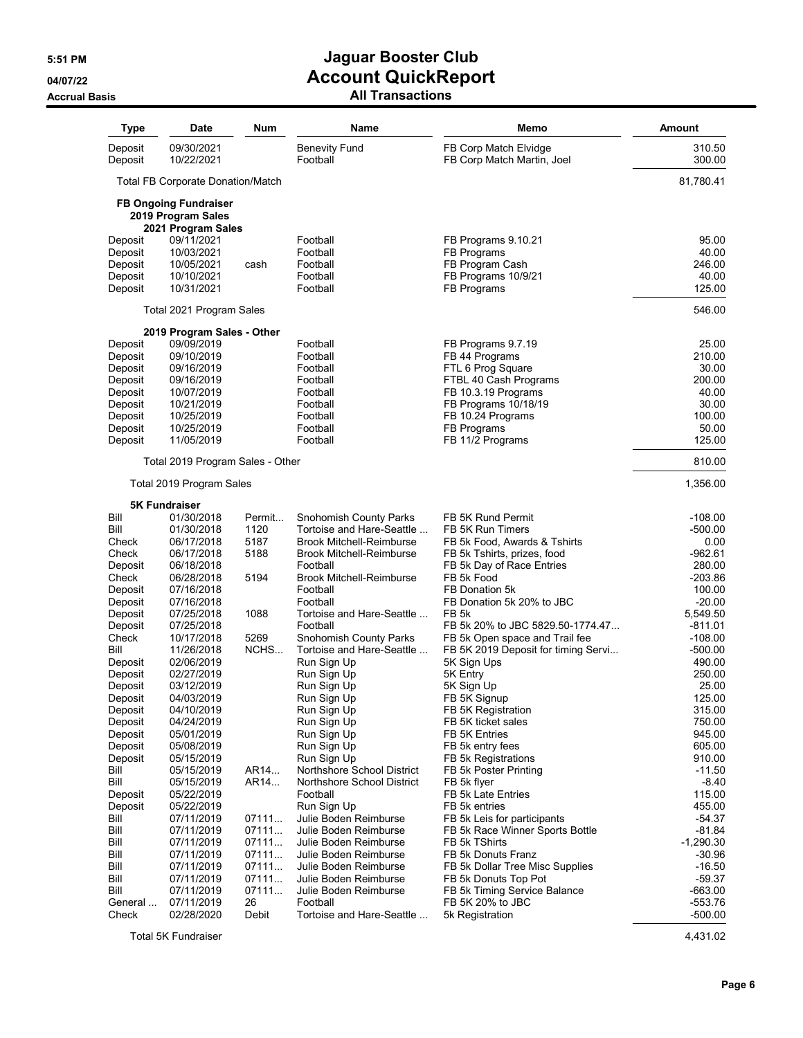# Jaguar Booster Club
## Account QuickReport
### All Transactions

5:51 PM
04/07/22
Accrual Basis

| Type | Date | Num | Name | Memo | Amount |
|---|---|---|---|---|---|
| Deposit | 09/30/2021 | | Benevity Fund | FB Corp Match Elvidge | 310.50 |
| Deposit | 10/22/2021 | | Football | FB Corp Match Martin, Joel | 300.00 |
| Total FB Corporate Donation/Match | | | | | 81,780.41 |
| **FB Ongoing Fundraiser** | | | | | |
| **2019 Program Sales** | | | | | |
| **2021 Program Sales** | | | | | |
| Deposit | 09/11/2021 | | Football | FB Programs 9.10.21 | 95.00 |
| Deposit | 10/03/2021 | | Football | FB Programs | 40.00 |
| Deposit | 10/05/2021 | cash | Football | FB Program Cash | 246.00 |
| Deposit | 10/10/2021 | | Football | FB Programs 10/9/21 | 40.00 |
| Deposit | 10/31/2021 | | Football | FB Programs | 125.00 |
| Total 2021 Program Sales | | | | | 546.00 |
| **2019 Program Sales - Other** | | | | | |
| Deposit | 09/09/2019 | | Football | FB Programs 9.7.19 | 25.00 |
| Deposit | 09/10/2019 | | Football | FB 44 Programs | 210.00 |
| Deposit | 09/16/2019 | | Football | FTL 6 Prog Square | 30.00 |
| Deposit | 09/16/2019 | | Football | FTBL 40 Cash Programs | 200.00 |
| Deposit | 10/07/2019 | | Football | FB 10.3.19 Programs | 40.00 |
| Deposit | 10/21/2019 | | Football | FB Programs 10/18/19 | 30.00 |
| Deposit | 10/25/2019 | | Football | FB 10.24 Programs | 100.00 |
| Deposit | 10/25/2019 | | Football | FB Programs | 50.00 |
| Deposit | 11/05/2019 | | Football | FB 11/2 Programs | 125.00 |
| Total 2019 Program Sales - Other | | | | | 810.00 |
| Total 2019 Program Sales | | | | | 1,356.00 |
| **5K Fundraiser** | | | | | |
| Bill | 01/30/2018 | Permit... | Snohomish County Parks | FB 5K Rund Permit | -108.00 |
| Bill | 01/30/2018 | 1120 | Tortoise and Hare-Seattle ... | FB 5K Run Timers | -500.00 |
| Check | 06/17/2018 | 5187 | Brook Mitchell-Reimburse | FB 5k Food, Awards & Tshirts | 0.00 |
| Check | 06/17/2018 | 5188 | Brook Mitchell-Reimburse | FB 5k Tshirts, prizes, food | -962.61 |
| Deposit | 06/18/2018 | | Football | FB 5k Day of Race Entries | 280.00 |
| Check | 06/28/2018 | 5194 | Brook Mitchell-Reimburse | FB 5k Food | -203.86 |
| Deposit | 07/16/2018 | | Football | FB Donation 5k | 100.00 |
| Deposit | 07/16/2018 | | Football | FB Donation 5k 20% to JBC | -20.00 |
| Deposit | 07/25/2018 | 1088 | Tortoise and Hare-Seattle ... | FB 5k | 5,549.50 |
| Deposit | 07/25/2018 | | Football | FB 5k 20% to JBC 5829.50-1774.47... | -811.01 |
| Check | 10/17/2018 | 5269 | Snohomish County Parks | FB 5k Open space and Trail fee | -108.00 |
| Bill | 11/26/2018 | NCHS... | Tortoise and Hare-Seattle ... | FB 5K 2019 Deposit for timing Servi... | -500.00 |
| Deposit | 02/06/2019 | | Run Sign Up | 5K Sign Ups | 490.00 |
| Deposit | 02/27/2019 | | Run Sign Up | 5K Entry | 250.00 |
| Deposit | 03/12/2019 | | Run Sign Up | 5K Sign Up | 25.00 |
| Deposit | 04/03/2019 | | Run Sign Up | FB 5K Signup | 125.00 |
| Deposit | 04/10/2019 | | Run Sign Up | FB 5K Registration | 315.00 |
| Deposit | 04/24/2019 | | Run Sign Up | FB 5K ticket sales | 750.00 |
| Deposit | 05/01/2019 | | Run Sign Up | FB 5K Entries | 945.00 |
| Deposit | 05/08/2019 | | Run Sign Up | FB 5k entry fees | 605.00 |
| Deposit | 05/15/2019 | | Run Sign Up | FB 5k Registrations | 910.00 |
| Bill | 05/15/2019 | AR14... | Northshore School District | FB 5k Poster Printing | -11.50 |
| Bill | 05/15/2019 | AR14... | Northshore School District | FB 5k flyer | -8.40 |
| Deposit | 05/22/2019 | | Football | FB 5k Late Entries | 115.00 |
| Deposit | 05/22/2019 | | Run Sign Up | FB 5k entries | 455.00 |
| Bill | 07/11/2019 | 07111... | Julie Boden Reimburse | FB 5k Leis for participants | -54.37 |
| Bill | 07/11/2019 | 07111... | Julie Boden Reimburse | FB 5k Race Winner Sports Bottle | -81.84 |
| Bill | 07/11/2019 | 07111... | Julie Boden Reimburse | FB 5k TShirts | -1,290.30 |
| Bill | 07/11/2019 | 07111... | Julie Boden Reimburse | FB 5k Donuts Franz | -30.96 |
| Bill | 07/11/2019 | 07111... | Julie Boden Reimburse | FB 5k Dollar Tree Misc Supplies | -16.50 |
| Bill | 07/11/2019 | 07111... | Julie Boden Reimburse | FB 5k Donuts Top Pot | -59.37 |
| Bill | 07/11/2019 | 07111... | Julie Boden Reimburse | FB 5k Timing Service Balance | -663.00 |
| General ... | 07/11/2019 | 26 | Football | FB 5K 20% to JBC | -553.76 |
| Check | 02/28/2020 | Debit | Tortoise and Hare-Seattle ... | 5k Registration | -500.00 |
| Total 5K Fundraiser | | | | | 4,431.02 |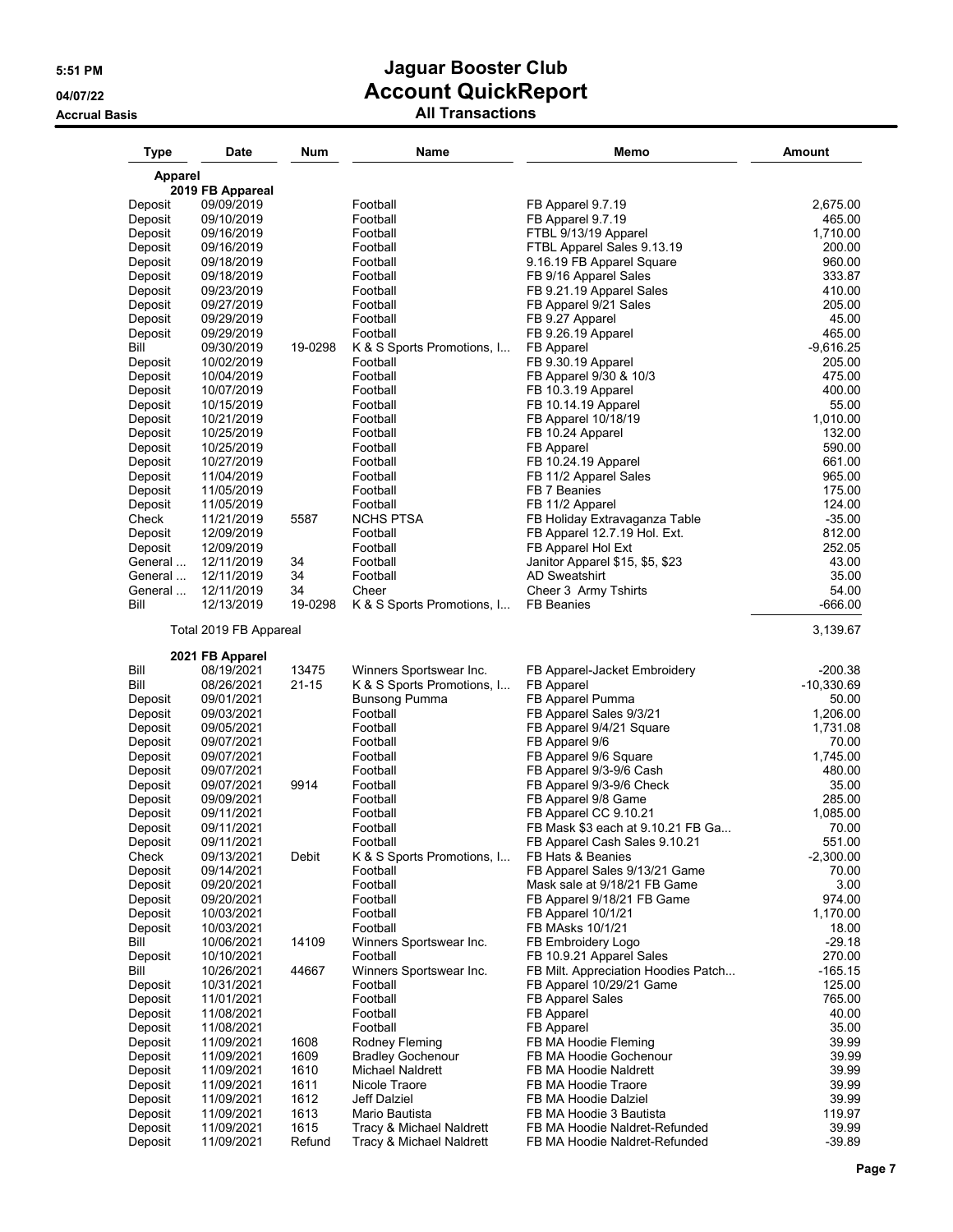# Jaguar Booster Club
## Account QuickReport
### All Transactions

5:51 PM
04/07/22
Accrual Basis

| Type | Date | Num | Name | Memo | Amount |
|---|---|---|---|---|---|
| **Apparel** | | | | | |
| **2019 FB Appareal** | | | | | |
| Deposit | 09/09/2019 | | Football | FB Apparel 9.7.19 | 2,675.00 |
| Deposit | 09/10/2019 | | Football | FB Apparel 9.7.19 | 465.00 |
| Deposit | 09/16/2019 | | Football | FTBL 9/13/19 Apparel | 1,710.00 |
| Deposit | 09/16/2019 | | Football | FTBL Apparel Sales 9.13.19 | 200.00 |
| Deposit | 09/18/2019 | | Football | 9.16.19 FB Apparel Square | 960.00 |
| Deposit | 09/18/2019 | | Football | FB 9/16 Apparel Sales | 333.87 |
| Deposit | 09/23/2019 | | Football | FB 9.21.19 Apparel Sales | 410.00 |
| Deposit | 09/27/2019 | | Football | FB Apparel 9/21 Sales | 205.00 |
| Deposit | 09/29/2019 | | Football | FB 9.27 Apparel | 45.00 |
| Deposit | 09/29/2019 | | Football | FB 9.26.19 Apparel | 465.00 |
| Bill | 09/30/2019 | 19-0298 | K & S Sports Promotions, I... | FB Apparel | -9,616.25 |
| Deposit | 10/02/2019 | | Football | FB 9.30.19 Apparel | 205.00 |
| Deposit | 10/04/2019 | | Football | FB Apparel 9/30 & 10/3 | 475.00 |
| Deposit | 10/07/2019 | | Football | FB 10.3.19 Apparel | 400.00 |
| Deposit | 10/15/2019 | | Football | FB 10.14.19 Apparel | 55.00 |
| Deposit | 10/21/2019 | | Football | FB Apparel 10/18/19 | 1,010.00 |
| Deposit | 10/25/2019 | | Football | FB 10.24 Apparel | 132.00 |
| Deposit | 10/25/2019 | | Football | FB Apparel | 590.00 |
| Deposit | 10/27/2019 | | Football | FB 10.24.19 Apparel | 661.00 |
| Deposit | 11/04/2019 | | Football | FB 11/2 Apparel Sales | 965.00 |
| Deposit | 11/05/2019 | | Football | FB 7 Beanies | 175.00 |
| Deposit | 11/05/2019 | | Football | FB 11/2 Apparel | 124.00 |
| Check | 11/21/2019 | 5587 | NCHS PTSA | FB Holiday Extravaganza Table | -35.00 |
| Deposit | 12/09/2019 | | Football | FB Apparel 12.7.19 Hol. Ext. | 812.00 |
| Deposit | 12/09/2019 | | Football | FB Apparel Hol Ext | 252.05 |
| General ... | 12/11/2019 | 34 | Football | Janitor Apparel $15, $5, $23 | 43.00 |
| General ... | 12/11/2019 | 34 | Football | AD Sweatshirt | 35.00 |
| General ... | 12/11/2019 | 34 | Cheer | Cheer 3 Army Tshirts | 54.00 |
| Bill | 12/13/2019 | 19-0298 | K & S Sports Promotions, I... | FB Beanies | -666.00 |
| Total 2019 FB Appareal | | | | | 3,139.67 |
| **2021 FB Apparel** | | | | | |
| Bill | 08/19/2021 | 13475 | Winners Sportswear Inc. | FB Apparel-Jacket Embroidery | -200.38 |
| Bill | 08/26/2021 | 21-15 | K & S Sports Promotions, I... | FB Apparel | -10,330.69 |
| Deposit | 09/01/2021 | | Bunsong Pumma | FB Apparel Pumma | 50.00 |
| Deposit | 09/03/2021 | | Football | FB Apparel Sales 9/3/21 | 1,206.00 |
| Deposit | 09/05/2021 | | Football | FB Apparel 9/4/21 Square | 1,731.08 |
| Deposit | 09/07/2021 | | Football | FB Apparel 9/6 | 70.00 |
| Deposit | 09/07/2021 | | Football | FB Apparel 9/6 Square | 1,745.00 |
| Deposit | 09/07/2021 | | Football | FB Apparel 9/3-9/6 Cash | 480.00 |
| Deposit | 09/07/2021 | 9914 | Football | FB Apparel 9/3-9/6 Check | 35.00 |
| Deposit | 09/09/2021 | | Football | FB Apparel 9/8 Game | 285.00 |
| Deposit | 09/11/2021 | | Football | FB Apparel CC 9.10.21 | 1,085.00 |
| Deposit | 09/11/2021 | | Football | FB Mask $3 each at 9.10.21 FB Ga... | 70.00 |
| Deposit | 09/11/2021 | | Football | FB Apparel Cash Sales 9.10.21 | 551.00 |
| Check | 09/13/2021 | Debit | K & S Sports Promotions, I... | FB Hats & Beanies | -2,300.00 |
| Deposit | 09/14/2021 | | Football | FB Apparel Sales 9/13/21 Game | 70.00 |
| Deposit | 09/20/2021 | | Football | Mask sale at 9/18/21 FB Game | 3.00 |
| Deposit | 09/20/2021 | | Football | FB Apparel 9/18/21 FB Game | 974.00 |
| Deposit | 10/03/2021 | | Football | FB Apparel 10/1/21 | 1,170.00 |
| Deposit | 10/03/2021 | | Football | FB MAsks 10/1/21 | 18.00 |
| Bill | 10/06/2021 | 14109 | Winners Sportswear Inc. | FB Embroidery Logo | -29.18 |
| Deposit | 10/10/2021 | | Football | FB 10.9.21 Apparel Sales | 270.00 |
| Bill | 10/26/2021 | 44667 | Winners Sportswear Inc. | FB Milt. Appreciation Hoodies Patch... | -165.15 |
| Deposit | 10/31/2021 | | Football | FB Apparel 10/29/21 Game | 125.00 |
| Deposit | 11/01/2021 | | Football | FB Apparel Sales | 765.00 |
| Deposit | 11/08/2021 | | Football | FB Apparel | 40.00 |
| Deposit | 11/08/2021 | | Football | FB Apparel | 35.00 |
| Deposit | 11/09/2021 | 1608 | Rodney Fleming | FB MA Hoodie Fleming | 39.99 |
| Deposit | 11/09/2021 | 1609 | Bradley Gochenour | FB MA Hoodie Gochenour | 39.99 |
| Deposit | 11/09/2021 | 1610 | Michael Naldrett | FB MA Hoodie Naldrett | 39.99 |
| Deposit | 11/09/2021 | 1611 | Nicole Traore | FB MA Hoodie Traore | 39.99 |
| Deposit | 11/09/2021 | 1612 | Jeff Dalziel | FB MA Hoodie Dalziel | 39.99 |
| Deposit | 11/09/2021 | 1613 | Mario Bautista | FB MA Hoodie 3 Bautista | 119.97 |
| Deposit | 11/09/2021 | 1615 | Tracy & Michael Naldrett | FB MA Hoodie Naldret-Refunded | 39.99 |
| Deposit | 11/09/2021 | Refund | Tracy & Michael Naldrett | FB MA Hoodie Naldret-Refunded | -39.89 |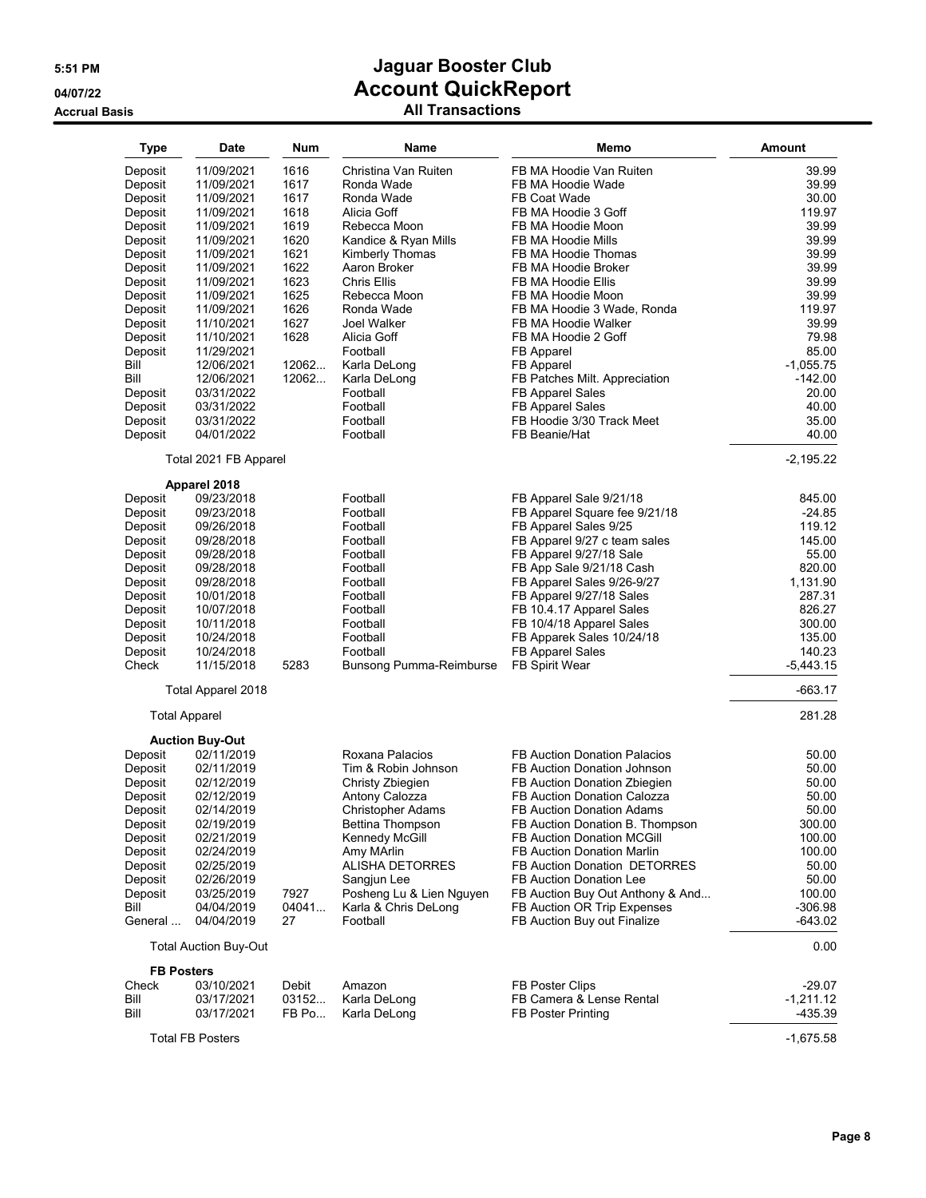# Jaguar Booster Club

## Account QuickReport

### All Transactions

5:51 PM
04/07/22
Accrual Basis

| Type | Date | Num | Name | Memo | Amount |
|---|---|---|---|---|---|
| Deposit | 11/09/2021 | 1616 | Christina Van Ruiten | FB MA Hoodie Van Ruiten | 39.99 |
| Deposit | 11/09/2021 | 1617 | Ronda Wade | FB MA Hoodie Wade | 39.99 |
| Deposit | 11/09/2021 | 1617 | Ronda Wade | FB Coat Wade | 30.00 |
| Deposit | 11/09/2021 | 1618 | Alicia Goff | FB MA Hoodie 3 Goff | 119.97 |
| Deposit | 11/09/2021 | 1619 | Rebecca Moon | FB MA Hoodie Moon | 39.99 |
| Deposit | 11/09/2021 | 1620 | Kandice & Ryan Mills | FB MA Hoodie Mills | 39.99 |
| Deposit | 11/09/2021 | 1621 | Kimberly Thomas | FB MA Hoodie Thomas | 39.99 |
| Deposit | 11/09/2021 | 1622 | Aaron Broker | FB MA Hoodie Broker | 39.99 |
| Deposit | 11/09/2021 | 1623 | Chris Ellis | FB MA Hoodie Ellis | 39.99 |
| Deposit | 11/09/2021 | 1625 | Rebecca Moon | FB MA Hoodie Moon | 39.99 |
| Deposit | 11/09/2021 | 1626 | Ronda Wade | FB MA Hoodie 3 Wade, Ronda | 119.97 |
| Deposit | 11/10/2021 | 1627 | Joel Walker | FB MA Hoodie Walker | 39.99 |
| Deposit | 11/10/2021 | 1628 | Alicia Goff | FB MA Hoodie 2 Goff | 79.98 |
| Deposit | 11/29/2021 | | Football | FB Apparel | 85.00 |
| Bill | 12/06/2021 | 12062... | Karla DeLong | FB Apparel | -1,055.75 |
| Bill | 12/06/2021 | 12062... | Karla DeLong | FB Patches Milt. Appreciation | -142.00 |
| Deposit | 03/31/2022 | | Football | FB Apparel Sales | 20.00 |
| Deposit | 03/31/2022 | | Football | FB Apparel Sales | 40.00 |
| Deposit | 03/31/2022 | | Football | FB Hoodie 3/30 Track Meet | 35.00 |
| Deposit | 04/01/2022 | | Football | FB Beanie/Hat | 40.00 |
| **Total 2021 FB Apparel** | | | | | **-2,195.22** |
| **Apparel 2018** | | | | | |
| Deposit | 09/23/2018 | | Football | FB Apparel Sale 9/21/18 | 845.00 |
| Deposit | 09/23/2018 | | Football | FB Apparel Square fee 9/21/18 | -24.85 |
| Deposit | 09/26/2018 | | Football | FB Apparel Sales 9/25 | 119.12 |
| Deposit | 09/28/2018 | | Football | FB Apparel 9/27 c team sales | 145.00 |
| Deposit | 09/28/2018 | | Football | FB Apparel 9/27/18 Sale | 55.00 |
| Deposit | 09/28/2018 | | Football | FB App Sale 9/21/18 Cash | 820.00 |
| Deposit | 09/28/2018 | | Football | FB Apparel Sales 9/26-9/27 | 1,131.90 |
| Deposit | 10/01/2018 | | Football | FB Apparel 9/27/18 Sales | 287.31 |
| Deposit | 10/07/2018 | | Football | FB 10.4.17 Apparel Sales | 826.27 |
| Deposit | 10/11/2018 | | Football | FB 10/4/18 Apparel Sales | 300.00 |
| Deposit | 10/24/2018 | | Football | FB Apparek Sales 10/24/18 | 135.00 |
| Deposit | 10/24/2018 | | Football | FB Apparel Sales | 140.23 |
| Check | 11/15/2018 | 5283 | Bunsong Pumma-Reimburse | FB Spirit Wear | -5,443.15 |
| **Total Apparel 2018** | | | | | **-663.17** |
| **Total Apparel** | | | | | **281.28** |
| **Auction Buy-Out** | | | | | |
| Deposit | 02/11/2019 | | Roxana Palacios | FB Auction Donation Palacios | 50.00 |
| Deposit | 02/11/2019 | | Tim & Robin Johnson | FB Auction Donation Johnson | 50.00 |
| Deposit | 02/12/2019 | | Christy Zbiegien | FB Auction Donation Zbiegien | 50.00 |
| Deposit | 02/12/2019 | | Antony Calozza | FB Auction Donation Calozza | 50.00 |
| Deposit | 02/14/2019 | | Christopher Adams | FB Auction Donation Adams | 50.00 |
| Deposit | 02/19/2019 | | Bettina Thompson | FB Auction Donation B. Thompson | 300.00 |
| Deposit | 02/21/2019 | | Kennedy McGill | FB Auction Donation MCGill | 100.00 |
| Deposit | 02/24/2019 | | Amy MArlin | FB Auction Donation Marlin | 100.00 |
| Deposit | 02/25/2019 | | ALISHA DETORRES | FB Auction Donation DETORRES | 50.00 |
| Deposit | 02/26/2019 | | Sangjun Lee | FB Auction Donation Lee | 50.00 |
| Deposit | 03/25/2019 | 7927 | Posheng Lu & Lien Nguyen | FB Auction Buy Out Anthony & And... | 100.00 |
| Bill | 04/04/2019 | 04041... | Karla & Chris DeLong | FB Auction OR Trip Expenses | -306.98 |
| General ... | 04/04/2019 | 27 | Football | FB Auction Buy out Finalize | -643.02 |
| **Total Auction Buy-Out** | | | | | **0.00** |
| **FB Posters** | | | | | |
| Check | 03/10/2021 | Debit | Amazon | FB Poster Clips | -29.07 |
| Bill | 03/17/2021 | 03152... | Karla DeLong | FB Camera & Lense Rental | -1,211.12 |
| Bill | 03/17/2021 | FB Po... | Karla DeLong | FB Poster Printing | -435.39 |
| **Total FB Posters** | | | | | **-1,675.58** |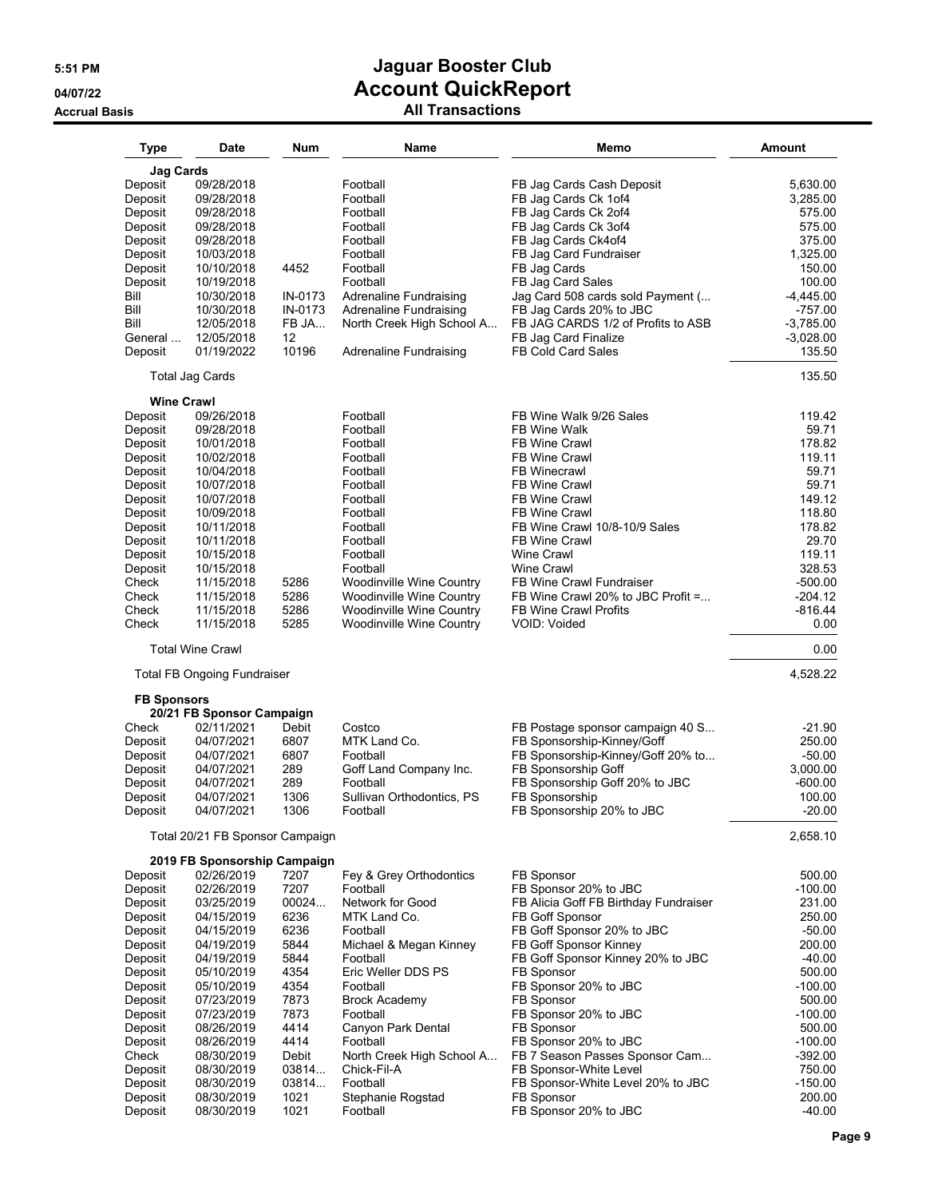# Jaguar Booster Club
## Account QuickReport
### All Transactions

5:51 PM
04/07/22
Accrual Basis

| Type | Date | Num | Name | Memo | Amount |
|---|---|---|---|---|---|
| **Jag Cards** | | | | | |
| Deposit | 09/28/2018 | | Football | FB Jag Cards Cash Deposit | 5,630.00 |
| Deposit | 09/28/2018 | | Football | FB Jag Cards Ck 1of4 | 3,285.00 |
| Deposit | 09/28/2018 | | Football | FB Jag Cards Ck 2of4 | 575.00 |
| Deposit | 09/28/2018 | | Football | FB Jag Cards Ck 3of4 | 575.00 |
| Deposit | 09/28/2018 | | Football | FB Jag Cards Ck4of4 | 375.00 |
| Deposit | 10/03/2018 | | Football | FB Jag Card Fundraiser | 1,325.00 |
| Deposit | 10/10/2018 | 4452 | Football | FB Jag Cards | 150.00 |
| Deposit | 10/19/2018 | | Football | FB Jag Card Sales | 100.00 |
| Bill | 10/30/2018 | IN-0173 | Adrenaline Fundraising | Jag Card 508 cards sold Payment (... | -4,445.00 |
| Bill | 10/30/2018 | IN-0173 | Adrenaline Fundraising | FB Jag Cards 20% to JBC | -757.00 |
| Bill | 12/05/2018 | FB JA... | North Creek High School A... | FB JAG CARDS 1/2 of Profits to ASB | -3,785.00 |
| General ... | 12/05/2018 | 12 | | FB Jag Card Finalize | -3,028.00 |
| Deposit | 01/19/2022 | 10196 | Adrenaline Fundraising | FB Cold Card Sales | 135.50 |
| Total Jag Cards | | | | | 135.50 |
| **Wine Crawl** | | | | | |
| Deposit | 09/26/2018 | | Football | FB Wine Walk 9/26 Sales | 119.42 |
| Deposit | 09/28/2018 | | Football | FB Wine Walk | 59.71 |
| Deposit | 10/01/2018 | | Football | FB Wine Crawl | 178.82 |
| Deposit | 10/02/2018 | | Football | FB Wine Crawl | 119.11 |
| Deposit | 10/04/2018 | | Football | FB Winecrawl | 59.71 |
| Deposit | 10/07/2018 | | Football | FB Wine Crawl | 59.71 |
| Deposit | 10/07/2018 | | Football | FB Wine Crawl | 149.12 |
| Deposit | 10/09/2018 | | Football | FB Wine Crawl | 118.80 |
| Deposit | 10/11/2018 | | Football | FB Wine Crawl 10/8-10/9 Sales | 178.82 |
| Deposit | 10/11/2018 | | Football | FB Wine Crawl | 29.70 |
| Deposit | 10/15/2018 | | Football | Wine Crawl | 119.11 |
| Deposit | 10/15/2018 | | Football | Wine Crawl | 328.53 |
| Check | 11/15/2018 | 5286 | Woodinville Wine Country | FB Wine Crawl Fundraiser | -500.00 |
| Check | 11/15/2018 | 5286 | Woodinville Wine Country | FB Wine Crawl 20% to JBC Profit =... | -204.12 |
| Check | 11/15/2018 | 5286 | Woodinville Wine Country | FB Wine Crawl Profits | -816.44 |
| Check | 11/15/2018 | 5285 | Woodinville Wine Country | VOID: Voided | 0.00 |
| Total Wine Crawl | | | | | 0.00 |
| Total FB Ongoing Fundraiser | | | | | 4,528.22 |
| **FB Sponsors** | | | | | |
| **20/21 FB Sponsor Campaign** | | | | | |
| Check | 02/11/2021 | Debit | Costco | FB Postage sponsor campaign 40 S... | -21.90 |
| Deposit | 04/07/2021 | 6807 | MTK Land Co. | FB Sponsorship-Kinney/Goff | 250.00 |
| Deposit | 04/07/2021 | 6807 | Football | FB Sponsorship-Kinney/Goff 20% to... | -50.00 |
| Deposit | 04/07/2021 | 289 | Goff Land Company Inc. | FB Sponsorship Goff | 3,000.00 |
| Deposit | 04/07/2021 | 289 | Football | FB Sponsorship Goff 20% to JBC | -600.00 |
| Deposit | 04/07/2021 | 1306 | Sullivan Orthodontics, PS | FB Sponsorship | 100.00 |
| Deposit | 04/07/2021 | 1306 | Football | FB Sponsorship 20% to JBC | -20.00 |
| Total 20/21 FB Sponsor Campaign | | | | | 2,658.10 |
| **2019 FB Sponsorship Campaign** | | | | | |
| Deposit | 02/26/2019 | 7207 | Fey & Grey Orthodontics | FB Sponsor | 500.00 |
| Deposit | 02/26/2019 | 7207 | Football | FB Sponsor 20% to JBC | -100.00 |
| Deposit | 03/25/2019 | 00024... | Network for Good | FB Alicia Goff FB Birthday Fundraiser | 231.00 |
| Deposit | 04/15/2019 | 6236 | MTK Land Co. | FB Goff Sponsor | 250.00 |
| Deposit | 04/15/2019 | 6236 | Football | FB Goff Sponsor 20% to JBC | -50.00 |
| Deposit | 04/19/2019 | 5844 | Michael & Megan Kinney | FB Goff Sponsor Kinney | 200.00 |
| Deposit | 04/19/2019 | 5844 | Football | FB Goff Sponsor Kinney 20% to JBC | -40.00 |
| Deposit | 05/10/2019 | 4354 | Eric Weller DDS PS | FB Sponsor | 500.00 |
| Deposit | 05/10/2019 | 4354 | Football | FB Sponsor 20% to JBC | -100.00 |
| Deposit | 07/23/2019 | 7873 | Brock Academy | FB Sponsor | 500.00 |
| Deposit | 07/23/2019 | 7873 | Football | FB Sponsor 20% to JBC | -100.00 |
| Deposit | 08/26/2019 | 4414 | Canyon Park Dental | FB Sponsor | 500.00 |
| Deposit | 08/26/2019 | 4414 | Football | FB Sponsor 20% to JBC | -100.00 |
| Check | 08/30/2019 | Debit | North Creek High School A... | FB 7 Season Passes Sponsor Cam... | -392.00 |
| Deposit | 08/30/2019 | 03814... | Chick-Fil-A | FB Sponsor-White Level | 750.00 |
| Deposit | 08/30/2019 | 03814... | Football | FB Sponsor-White Level 20% to JBC | -150.00 |
| Deposit | 08/30/2019 | 1021 | Stephanie Rogstad | FB Sponsor | 200.00 |
| Deposit | 08/30/2019 | 1021 | Football | FB Sponsor 20% to JBC | -40.00 |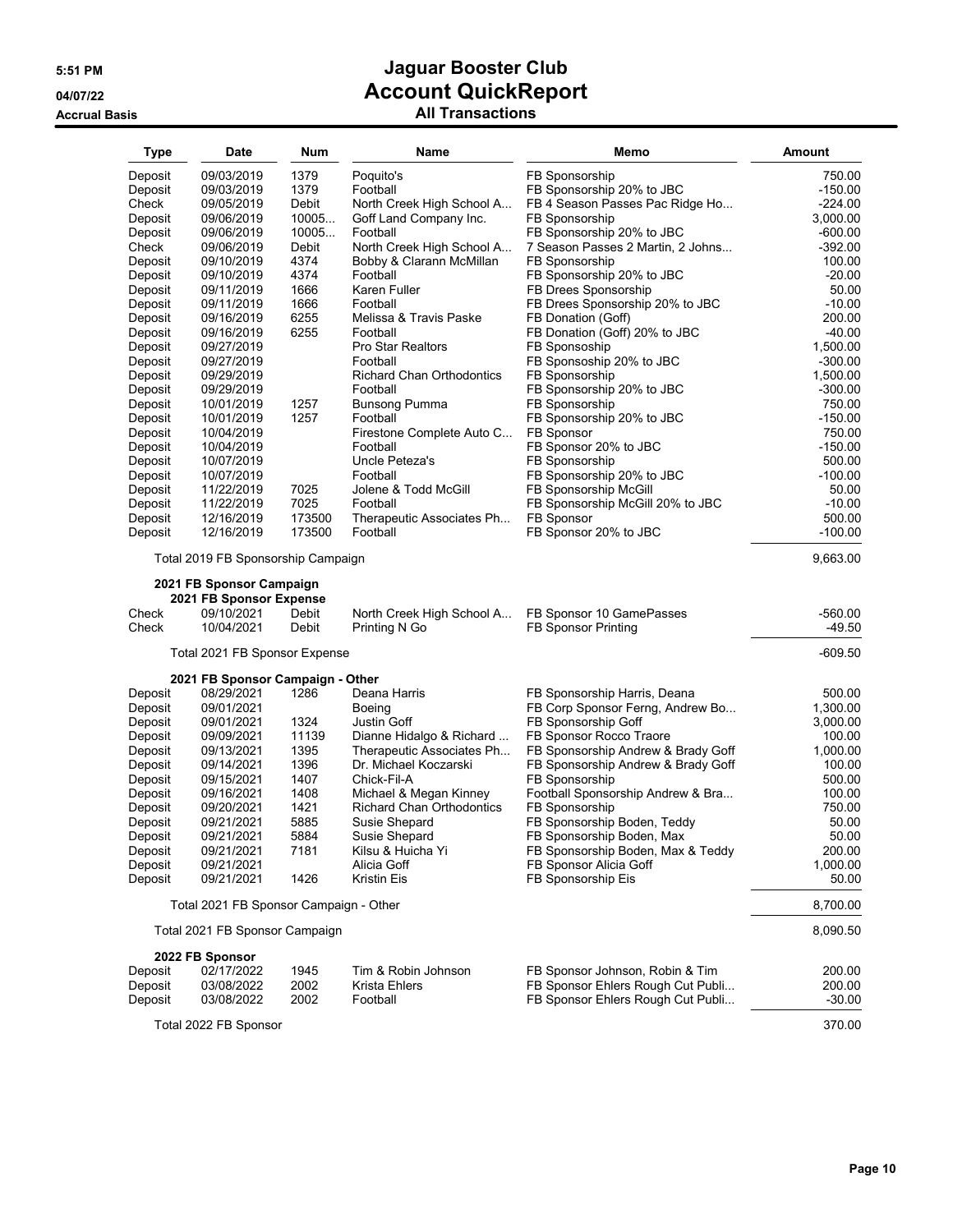# Jaguar Booster Club
## Account QuickReport
### All Transactions

5:51 PM
04/07/22
Accrual Basis

| Type | Date | Num | Name | Memo | Amount |
|---|---|---|---|---|---|
| Deposit | 09/03/2019 | 1379 | Poquito's | FB Sponsorship | 750.00 |
| Deposit | 09/03/2019 | 1379 | Football | FB Sponsorship 20% to JBC | -150.00 |
| Check | 09/05/2019 | Debit | North Creek High School A... | FB 4 Season Passes Pac Ridge Ho... | -224.00 |
| Deposit | 09/06/2019 | 10005... | Goff Land Company Inc. | FB Sponsorship | 3,000.00 |
| Deposit | 09/06/2019 | 10005... | Football | FB Sponsorship 20% to JBC | -600.00 |
| Check | 09/06/2019 | Debit | North Creek High School A... | 7 Season Passes 2 Martin, 2 Johns... | -392.00 |
| Deposit | 09/10/2019 | 4374 | Bobby & Clarann McMillan | FB Sponsorship | 100.00 |
| Deposit | 09/10/2019 | 4374 | Football | FB Sponsorship 20% to JBC | -20.00 |
| Deposit | 09/11/2019 | 1666 | Karen Fuller | FB Drees Sponsorship | 50.00 |
| Deposit | 09/11/2019 | 1666 | Football | FB Drees Sponsorship 20% to JBC | -10.00 |
| Deposit | 09/16/2019 | 6255 | Melissa & Travis Paske | FB Donation (Goff) | 200.00 |
| Deposit | 09/16/2019 | 6255 | Football | FB Donation (Goff) 20% to JBC | -40.00 |
| Deposit | 09/27/2019 | | Pro Star Realtors | FB Sponsoship | 1,500.00 |
| Deposit | 09/27/2019 | | Football | FB Sponsoship 20% to JBC | -300.00 |
| Deposit | 09/29/2019 | | Richard Chan Orthodontics | FB Sponsorship | 1,500.00 |
| Deposit | 09/29/2019 | | Football | FB Sponsorship 20% to JBC | -300.00 |
| Deposit | 10/01/2019 | 1257 | Bunsong Pumma | FB Sponsorship | 750.00 |
| Deposit | 10/01/2019 | 1257 | Football | FB Sponsorship 20% to JBC | -150.00 |
| Deposit | 10/04/2019 | | Firestone Complete Auto C... | FB Sponsor | 750.00 |
| Deposit | 10/04/2019 | | Football | FB Sponsor 20% to JBC | -150.00 |
| Deposit | 10/07/2019 | | Uncle Peteza's | FB Sponsorship | 500.00 |
| Deposit | 10/07/2019 | | Football | FB Sponsorship 20% to JBC | -100.00 |
| Deposit | 11/22/2019 | 7025 | Jolene & Todd McGill | FB Sponsorship McGill | 50.00 |
| Deposit | 11/22/2019 | 7025 | Football | FB Sponsorship McGill 20% to JBC | -10.00 |
| Deposit | 12/16/2019 | 173500 | Therapeutic Associates Ph... | FB Sponsor | 500.00 |
| Deposit | 12/16/2019 | 173500 | Football | FB Sponsor 20% to JBC | -100.00 |
| Total 2019 FB Sponsorship Campaign | | | | | 9,663.00 |
| **2021 FB Sponsor Campaign** | | | | | |
| **2021 FB Sponsor Expense** | | | | | |
| Check | 09/10/2021 | Debit | North Creek High School A... | FB Sponsor 10 GamePasses | -560.00 |
| Check | 10/04/2021 | Debit | Printing N Go | FB Sponsor Printing | -49.50 |
| Total 2021 FB Sponsor Expense | | | | | -609.50 |
| **2021 FB Sponsor Campaign - Other** | | | | | |
| Deposit | 08/29/2021 | 1286 | Deana Harris | FB Sponsorship Harris, Deana | 500.00 |
| Deposit | 09/01/2021 | | Boeing | FB Corp Sponsor Ferng, Andrew Bo... | 1,300.00 |
| Deposit | 09/01/2021 | 1324 | Justin Goff | FB Sponsorship Goff | 3,000.00 |
| Deposit | 09/09/2021 | 11139 | Dianne Hidalgo & Richard ... | FB Sponsor Rocco Traore | 100.00 |
| Deposit | 09/13/2021 | 1395 | Therapeutic Associates Ph... | FB Sponsorship Andrew & Brady Goff | 1,000.00 |
| Deposit | 09/14/2021 | 1396 | Dr. Michael Koczarski | FB Sponsorship Andrew & Brady Goff | 100.00 |
| Deposit | 09/15/2021 | 1407 | Chick-Fil-A | FB Sponsorship | 500.00 |
| Deposit | 09/16/2021 | 1408 | Michael & Megan Kinney | Football Sponsorship Andrew & Bra... | 100.00 |
| Deposit | 09/20/2021 | 1421 | Richard Chan Orthodontics | FB Sponsorship | 750.00 |
| Deposit | 09/21/2021 | 5885 | Susie Shepard | FB Sponsorship Boden, Teddy | 50.00 |
| Deposit | 09/21/2021 | 5884 | Susie Shepard | FB Sponsorship Boden, Max | 50.00 |
| Deposit | 09/21/2021 | 7181 | Kilsu & Huicha Yi | FB Sponsorship Boden, Max & Teddy | 200.00 |
| Deposit | 09/21/2021 | | Alicia Goff | FB Sponsor Alicia Goff | 1,000.00 |
| Deposit | 09/21/2021 | 1426 | Kristin Eis | FB Sponsorship Eis | 50.00 |
| Total 2021 FB Sponsor Campaign - Other | | | | | 8,700.00 |
| Total 2021 FB Sponsor Campaign | | | | | 8,090.50 |
| **2022 FB Sponsor** | | | | | |
| Deposit | 02/17/2022 | 1945 | Tim & Robin Johnson | FB Sponsor Johnson, Robin & Tim | 200.00 |
| Deposit | 03/08/2022 | 2002 | Krista Ehlers | FB Sponsor Ehlers Rough Cut Publi... | 200.00 |
| Deposit | 03/08/2022 | 2002 | Football | FB Sponsor Ehlers Rough Cut Publi... | -30.00 |
| Total 2022 FB Sponsor | | | | | 370.00 |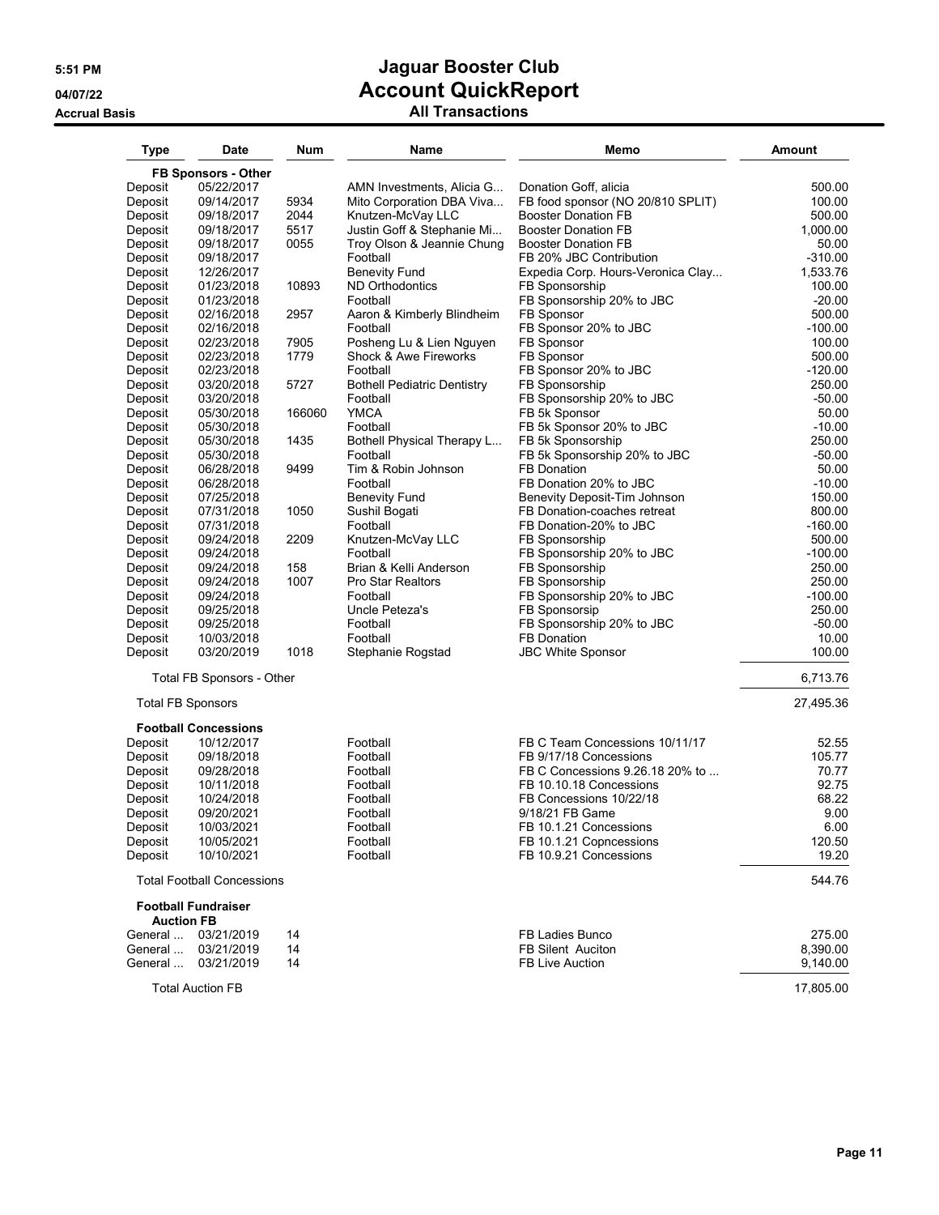# Jaguar Booster Club
## Account QuickReport
### All Transactions

5:51 PM
04/07/22
Accrual Basis

| Type | Date | Num | Name | Memo | Amount |
|---|---|---|---|---|---|
| **FB Sponsors - Other** | | | | | |
| Deposit | 05/22/2017 | | AMN Investments, Alicia G... | Donation Goff, alicia | 500.00 |
| Deposit | 09/14/2017 | 5934 | Mito Corporation DBA Viva... | FB food sponsor (NO 20/810 SPLIT) | 100.00 |
| Deposit | 09/18/2017 | 2044 | Knutzen-McVay LLC | Booster Donation FB | 500.00 |
| Deposit | 09/18/2017 | 5517 | Justin Goff & Stephanie Mi... | Booster Donation FB | 1,000.00 |
| Deposit | 09/18/2017 | 0055 | Troy Olson & Jeannie Chung | Booster Donation FB | 50.00 |
| Deposit | 09/18/2017 | | Football | FB 20% JBC Contribution | -310.00 |
| Deposit | 12/26/2017 | | Benevity Fund | Expedia Corp. Hours-Veronica Clay... | 1,533.76 |
| Deposit | 01/23/2018 | 10893 | ND Orthodontics | FB Sponsorship | 100.00 |
| Deposit | 01/23/2018 | | Football | FB Sponsorship 20% to JBC | -20.00 |
| Deposit | 02/16/2018 | 2957 | Aaron & Kimberly Blindheim | FB Sponsor | 500.00 |
| Deposit | 02/16/2018 | | Football | FB Sponsor 20% to JBC | -100.00 |
| Deposit | 02/23/2018 | 7905 | Posheng Lu & Lien Nguyen | FB Sponsor | 100.00 |
| Deposit | 02/23/2018 | 1779 | Shock & Awe Fireworks | FB Sponsor | 500.00 |
| Deposit | 02/23/2018 | | Football | FB Sponsor 20% to JBC | -120.00 |
| Deposit | 03/20/2018 | 5727 | Bothell Pediatric Dentistry | FB Sponsorship | 250.00 |
| Deposit | 03/20/2018 | | Football | FB Sponsorship 20% to JBC | -50.00 |
| Deposit | 05/30/2018 | 166060 | YMCA | FB 5k Sponsor | 50.00 |
| Deposit | 05/30/2018 | | Football | FB 5k Sponsor 20% to JBC | -10.00 |
| Deposit | 05/30/2018 | 1435 | Bothell Physical Therapy L... | FB 5k Sponsorship | 250.00 |
| Deposit | 05/30/2018 | | Football | FB 5k Sponsorship 20% to JBC | -50.00 |
| Deposit | 06/28/2018 | 9499 | Tim & Robin Johnson | FB Donation | 50.00 |
| Deposit | 06/28/2018 | | Football | FB Donation 20% to JBC | -10.00 |
| Deposit | 07/25/2018 | | Benevity Fund | Benevity Deposit-Tim Johnson | 150.00 |
| Deposit | 07/31/2018 | 1050 | Sushil Bogati | FB Donation-coaches retreat | 800.00 |
| Deposit | 07/31/2018 | | Football | FB Donation-20% to JBC | -160.00 |
| Deposit | 09/24/2018 | 2209 | Knutzen-McVay LLC | FB Sponsorship | 500.00 |
| Deposit | 09/24/2018 | | Football | FB Sponsorship 20% to JBC | -100.00 |
| Deposit | 09/24/2018 | 158 | Brian & Kelli Anderson | FB Sponsorship | 250.00 |
| Deposit | 09/24/2018 | 1007 | Pro Star Realtors | FB Sponsorship | 250.00 |
| Deposit | 09/24/2018 | | Football | FB Sponsorship 20% to JBC | -100.00 |
| Deposit | 09/25/2018 | | Uncle Peteza's | FB Sponsorsip | 250.00 |
| Deposit | 09/25/2018 | | Football | FB Sponsorship 20% to JBC | -50.00 |
| Deposit | 10/03/2018 | | Football | FB Donation | 10.00 |
| Deposit | 03/20/2019 | 1018 | Stephanie Rogstad | JBC White Sponsor | 100.00 |
| Total FB Sponsors - Other | | | | | 6,713.76 |
| Total FB Sponsors | | | | | 27,495.36 |
| **Football Concessions** | | | | | |
| Deposit | 10/12/2017 | | Football | FB C Team Concessions 10/11/17 | 52.55 |
| Deposit | 09/18/2018 | | Football | FB 9/17/18 Concessions | 105.77 |
| Deposit | 09/28/2018 | | Football | FB C Concessions 9.26.18 20% to ... | 70.77 |
| Deposit | 10/11/2018 | | Football | FB 10.10.18 Concessions | 92.75 |
| Deposit | 10/24/2018 | | Football | FB Concessions 10/22/18 | 68.22 |
| Deposit | 09/20/2021 | | Football | 9/18/21 FB Game | 9.00 |
| Deposit | 10/03/2021 | | Football | FB 10.1.21 Concessions | 6.00 |
| Deposit | 10/05/2021 | | Football | FB 10.1.21 Copncessions | 120.50 |
| Deposit | 10/10/2021 | | Football | FB 10.9.21 Concessions | 19.20 |
| Total Football Concessions | | | | | 544.76 |
| **Football Fundraiser** | | | | | |
| **Auction FB** | | | | | |
| General ... | 03/21/2019 | 14 | | FB Ladies Bunco | 275.00 |
| General ... | 03/21/2019 | 14 | | FB Silent Auciton | 8,390.00 |
| General ... | 03/21/2019 | 14 | | FB Live Auction | 9,140.00 |
| Total Auction FB | | | | | 17,805.00 |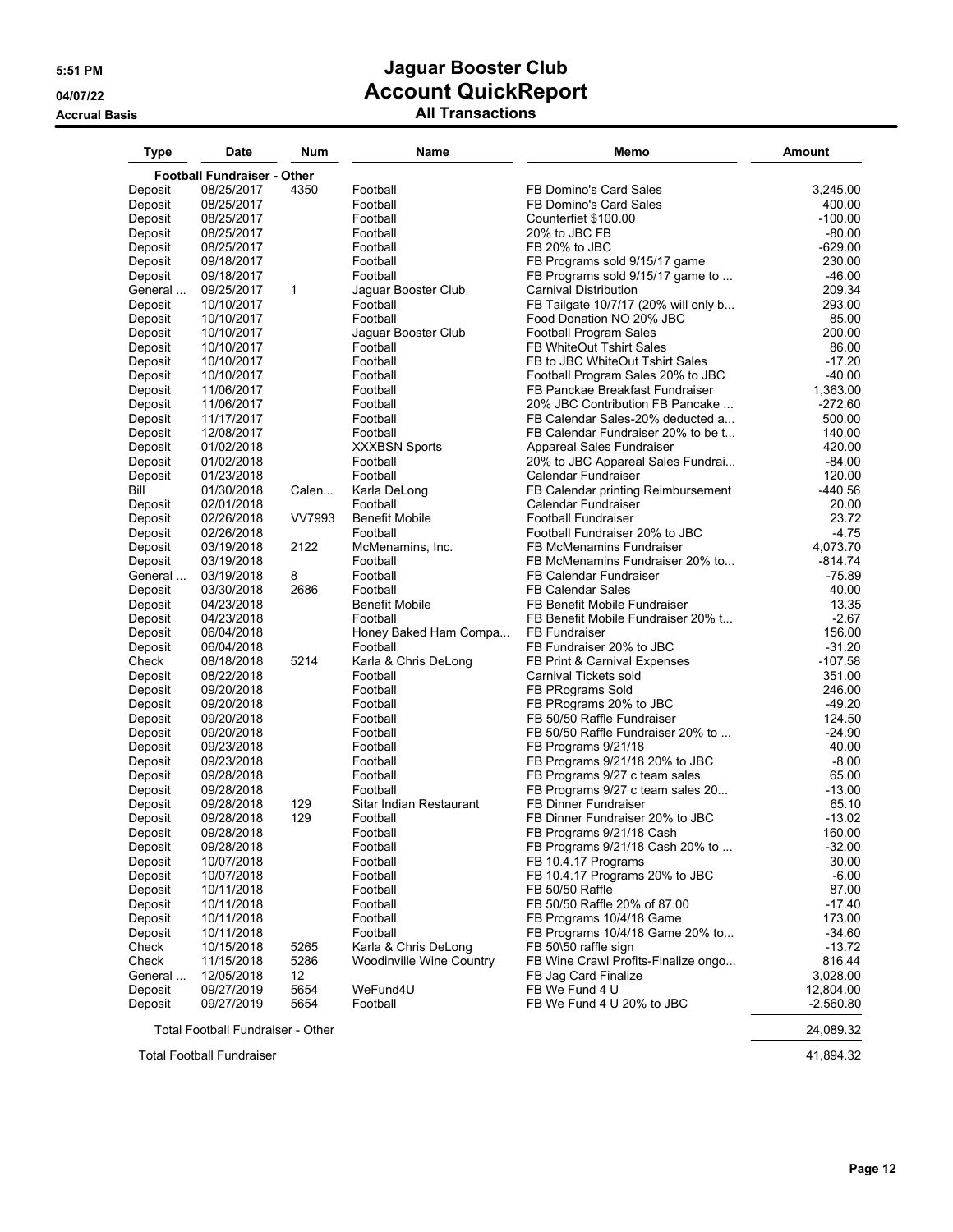# Jaguar Booster Club
# Account QuickReport
## All Transactions

5:51 PM
04/07/22
Accrual Basis

| Type | Date | Num | Name | Memo | Amount |
|---|---|---|---|---|---|
| **Football Fundraiser - Other** | | | | | |
| Deposit | 08/25/2017 | 4350 | Football | FB Domino's Card Sales | 3,245.00 |
| Deposit | 08/25/2017 | | Football | FB Domino's Card Sales | 400.00 |
| Deposit | 08/25/2017 | | Football | Counterfiet $100.00 | -100.00 |
| Deposit | 08/25/2017 | | Football | 20% to JBC FB | -80.00 |
| Deposit | 08/25/2017 | | Football | FB 20% to JBC | -629.00 |
| Deposit | 09/18/2017 | | Football | FB Programs sold 9/15/17 game | 230.00 |
| Deposit | 09/18/2017 | | Football | FB Programs sold 9/15/17 game to ... | -46.00 |
| General ... | 09/25/2017 | 1 | Jaguar Booster Club | Carnival Distribution | 209.34 |
| Deposit | 10/10/2017 | | Football | FB Tailgate 10/7/17 (20% will only b... | 293.00 |
| Deposit | 10/10/2017 | | Football | Food Donation NO 20% JBC | 85.00 |
| Deposit | 10/10/2017 | | Jaguar Booster Club | Football Program Sales | 200.00 |
| Deposit | 10/10/2017 | | Football | FB WhiteOut Tshirt Sales | 86.00 |
| Deposit | 10/10/2017 | | Football | FB to JBC WhiteOut Tshirt Sales | -17.20 |
| Deposit | 10/10/2017 | | Football | Football Program Sales 20% to JBC | -40.00 |
| Deposit | 11/06/2017 | | Football | FB Panckae Breakfast Fundraiser | 1,363.00 |
| Deposit | 11/06/2017 | | Football | 20% JBC Contribution FB Pancake ... | -272.60 |
| Deposit | 11/17/2017 | | Football | FB Calendar Sales-20% deducted a... | 500.00 |
| Deposit | 12/08/2017 | | Football | FB Calendar Fundraiser 20% to be t... | 140.00 |
| Deposit | 01/02/2018 | | XXXBSN Sports | Appareal Sales Fundraiser | 420.00 |
| Deposit | 01/02/2018 | | Football | 20% to JBC Appareal Sales Fundrai... | -84.00 |
| Deposit | 01/23/2018 | | Football | Calendar Fundraiser | 120.00 |
| Bill | 01/30/2018 | Calen... | Karla DeLong | FB Calendar printing Reimbursement | -440.56 |
| Deposit | 02/01/2018 | | Football | Calendar Fundraiser | 20.00 |
| Deposit | 02/26/2018 | VV7993 | Benefit Mobile | Football Fundraiser | 23.72 |
| Deposit | 02/26/2018 | | Football | Football Fundraiser 20% to JBC | -4.75 |
| Deposit | 03/19/2018 | 2122 | McMenamins, Inc. | FB McMenamins Fundraiser | 4,073.70 |
| Deposit | 03/19/2018 | | Football | FB McMenamins Fundraiser 20% to... | -814.74 |
| General ... | 03/19/2018 | 8 | Football | FB Calendar Fundraiser | -75.89 |
| Deposit | 03/30/2018 | 2686 | Football | FB Calendar Sales | 40.00 |
| Deposit | 04/23/2018 | | Benefit Mobile | FB Benefit Mobile Fundraiser | 13.35 |
| Deposit | 04/23/2018 | | Football | FB Benefit Mobile Fundraiser 20% t... | -2.67 |
| Deposit | 06/04/2018 | | Honey Baked Ham Compa... | FB Fundraiser | 156.00 |
| Deposit | 06/04/2018 | | Football | FB Fundraiser 20% to JBC | -31.20 |
| Check | 08/18/2018 | 5214 | Karla & Chris DeLong | FB Print & Carnival Expenses | -107.58 |
| Deposit | 08/22/2018 | | Football | Carnival Tickets sold | 351.00 |
| Deposit | 09/20/2018 | | Football | FB PRograms Sold | 246.00 |
| Deposit | 09/20/2018 | | Football | FB PRograms 20% to JBC | -49.20 |
| Deposit | 09/20/2018 | | Football | FB 50/50 Raffle Fundraiser | 124.50 |
| Deposit | 09/20/2018 | | Football | FB 50/50 Raffle Fundraiser 20% to ... | -24.90 |
| Deposit | 09/23/2018 | | Football | FB Programs 9/21/18 | 40.00 |
| Deposit | 09/23/2018 | | Football | FB Programs 9/21/18 20% to JBC | -8.00 |
| Deposit | 09/28/2018 | | Football | FB Programs 9/27 c team sales | 65.00 |
| Deposit | 09/28/2018 | | Football | FB Programs 9/27 c team sales 20... | -13.00 |
| Deposit | 09/28/2018 | 129 | Sitar Indian Restaurant | FB Dinner Fundraiser | 65.10 |
| Deposit | 09/28/2018 | 129 | Football | FB Dinner Fundraiser 20% to JBC | -13.02 |
| Deposit | 09/28/2018 | | Football | FB Programs 9/21/18 Cash | 160.00 |
| Deposit | 09/28/2018 | | Football | FB Programs 9/21/18 Cash 20% to ... | -32.00 |
| Deposit | 10/07/2018 | | Football | FB 10.4.17 Programs | 30.00 |
| Deposit | 10/07/2018 | | Football | FB 10.4.17 Programs 20% to JBC | -6.00 |
| Deposit | 10/11/2018 | | Football | FB 50/50 Raffle | 87.00 |
| Deposit | 10/11/2018 | | Football | FB 50/50 Raffle 20% of 87.00 | -17.40 |
| Deposit | 10/11/2018 | | Football | FB Programs 10/4/18 Game | 173.00 |
| Deposit | 10/11/2018 | | Football | FB Programs 10/4/18 Game 20% to... | -34.60 |
| Check | 10/15/2018 | 5265 | Karla & Chris DeLong | FB 50\50 raffle sign | -13.72 |
| Check | 11/15/2018 | 5286 | Woodinville Wine Country | FB Wine Crawl Profits-Finalize ongo... | 816.44 |
| General ... | 12/05/2018 | 12 | | FB Jag Card Finalize | 3,028.00 |
| Deposit | 09/27/2019 | 5654 | WeFund4U | FB We Fund 4 U | 12,804.00 |
| Deposit | 09/27/2019 | 5654 | Football | FB We Fund 4 U 20% to JBC | -2,560.80 |
| Total Football Fundraiser - Other | | | | | 24,089.32 |
| Total Football Fundraiser | | | | | 41,894.32 |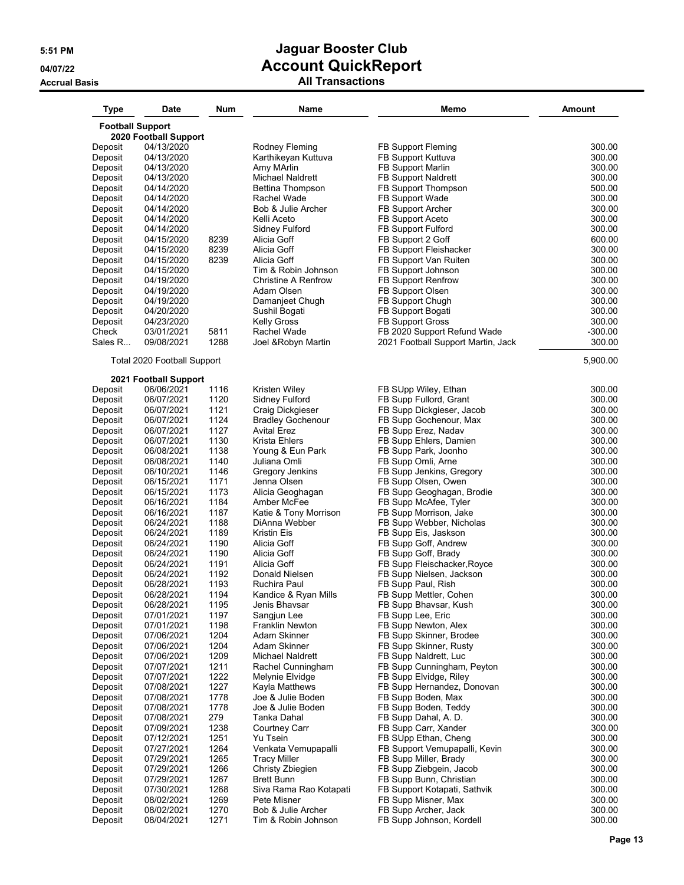# Jaguar Booster Club

## Account QuickReport

### All Transactions

5:51 PM
04/07/22
Accrual Basis

| Type | Date | Num | Name | Memo | Amount |
|---|---|---|---|---|---|
| **Football Support** | | | | | |
| **2020 Football Support** | | | | | |
| Deposit | 04/13/2020 | | Rodney Fleming | FB Support Fleming | 300.00 |
| Deposit | 04/13/2020 | | Karthikeyan Kuttuva | FB Support Kuttuva | 300.00 |
| Deposit | 04/13/2020 | | Amy MArlin | FB Support Marlin | 300.00 |
| Deposit | 04/13/2020 | | Michael Naldrett | FB Support Naldrett | 300.00 |
| Deposit | 04/14/2020 | | Bettina Thompson | FB Support Thompson | 500.00 |
| Deposit | 04/14/2020 | | Rachel Wade | FB Support Wade | 300.00 |
| Deposit | 04/14/2020 | | Bob & Julie Archer | FB Support Archer | 300.00 |
| Deposit | 04/14/2020 | | Kelli Aceto | FB Support Aceto | 300.00 |
| Deposit | 04/14/2020 | | Sidney Fulford | FB Support Fulford | 300.00 |
| Deposit | 04/15/2020 | 8239 | Alicia Goff | FB Support 2 Goff | 600.00 |
| Deposit | 04/15/2020 | 8239 | Alicia Goff | FB Support Fleishacker | 300.00 |
| Deposit | 04/15/2020 | 8239 | Alicia Goff | FB Support Van Ruiten | 300.00 |
| Deposit | 04/15/2020 | | Tim & Robin Johnson | FB Support Johnson | 300.00 |
| Deposit | 04/19/2020 | | Christine A Renfrow | FB Support Renfrow | 300.00 |
| Deposit | 04/19/2020 | | Adam Olsen | FB Support Olsen | 300.00 |
| Deposit | 04/19/2020 | | Damanjeet Chugh | FB Support Chugh | 300.00 |
| Deposit | 04/20/2020 | | Sushil Bogati | FB Support Bogati | 300.00 |
| Deposit | 04/23/2020 | | Kelly Gross | FB Support Gross | 300.00 |
| Check | 03/01/2021 | 5811 | Rachel Wade | FB 2020 Support Refund Wade | -300.00 |
| Sales R... | 09/08/2021 | 1288 | Joel &Robyn Martin | 2021 Football Support Martin, Jack | 300.00 |
| Total 2020 Football Support | | | | | 5,900.00 |
| **2021 Football Support** | | | | | |
| Deposit | 06/06/2021 | 1116 | Kristen Wiley | FB SUpp Wiley, Ethan | 300.00 |
| Deposit | 06/07/2021 | 1120 | Sidney Fulford | FB Supp Fullord, Grant | 300.00 |
| Deposit | 06/07/2021 | 1121 | Craig Dickgieser | FB Supp Dickgieser, Jacob | 300.00 |
| Deposit | 06/07/2021 | 1124 | Bradley Gochenour | FB Supp Gochenour, Max | 300.00 |
| Deposit | 06/07/2021 | 1127 | Avital Erez | FB Supp Erez, Nadav | 300.00 |
| Deposit | 06/07/2021 | 1130 | Krista Ehlers | FB Supp Ehlers, Damien | 300.00 |
| Deposit | 06/08/2021 | 1138 | Young & Eun Park | FB Supp Park, Joonho | 300.00 |
| Deposit | 06/08/2021 | 1140 | Juliana Omli | FB Supp Omli, Arne | 300.00 |
| Deposit | 06/10/2021 | 1146 | Gregory Jenkins | FB Supp Jenkins, Gregory | 300.00 |
| Deposit | 06/15/2021 | 1171 | Jenna Olsen | FB Supp Olsen, Owen | 300.00 |
| Deposit | 06/15/2021 | 1173 | Alicia Geoghagan | FB Supp Geoghagan, Brodie | 300.00 |
| Deposit | 06/16/2021 | 1184 | Amber McFee | FB Supp McAfee, Tyler | 300.00 |
| Deposit | 06/16/2021 | 1187 | Katie & Tony Morrison | FB Supp Morrison, Jake | 300.00 |
| Deposit | 06/24/2021 | 1188 | DiAnna Webber | FB Supp Webber, Nicholas | 300.00 |
| Deposit | 06/24/2021 | 1189 | Kristin Eis | FB Supp Eis, Jaskson | 300.00 |
| Deposit | 06/24/2021 | 1190 | Alicia Goff | FB Supp Goff, Andrew | 300.00 |
| Deposit | 06/24/2021 | 1190 | Alicia Goff | FB Supp Goff, Brady | 300.00 |
| Deposit | 06/24/2021 | 1191 | Alicia Goff | FB Supp Fleischacker,Royce | 300.00 |
| Deposit | 06/24/2021 | 1192 | Donald Nielsen | FB Supp Nielsen, Jackson | 300.00 |
| Deposit | 06/28/2021 | 1193 | Ruchira Paul | FB Supp Paul, Rish | 300.00 |
| Deposit | 06/28/2021 | 1194 | Kandice & Ryan Mills | FB Supp Mettler, Cohen | 300.00 |
| Deposit | 06/28/2021 | 1195 | Jenis Bhavsar | FB Supp Bhavsar, Kush | 300.00 |
| Deposit | 07/01/2021 | 1197 | Sangjun Lee | FB Supp Lee, Eric | 300.00 |
| Deposit | 07/01/2021 | 1198 | Franklin Newton | FB Supp Newton, Alex | 300.00 |
| Deposit | 07/06/2021 | 1204 | Adam Skinner | FB Supp Skinner, Brodee | 300.00 |
| Deposit | 07/06/2021 | 1204 | Adam Skinner | FB Supp Skinner, Rusty | 300.00 |
| Deposit | 07/06/2021 | 1209 | Michael Naldrett | FB Supp Naldrett, Luc | 300.00 |
| Deposit | 07/07/2021 | 1211 | Rachel Cunningham | FB Supp Cunningham, Peyton | 300.00 |
| Deposit | 07/07/2021 | 1222 | Melynie Elvidge | FB Supp Elvidge, Riley | 300.00 |
| Deposit | 07/08/2021 | 1227 | Kayla Matthews | FB Supp Hernandez, Donovan | 300.00 |
| Deposit | 07/08/2021 | 1778 | Joe & Julie Boden | FB Supp Boden, Max | 300.00 |
| Deposit | 07/08/2021 | 1778 | Joe & Julie Boden | FB Supp Boden, Teddy | 300.00 |
| Deposit | 07/08/2021 | 279 | Tanka Dahal | FB Supp Dahal, A. D. | 300.00 |
| Deposit | 07/09/2021 | 1238 | Courtney Carr | FB Supp Carr, Xander | 300.00 |
| Deposit | 07/12/2021 | 1251 | Yu Tsein | FB SUpp Ethan, Cheng | 300.00 |
| Deposit | 07/27/2021 | 1264 | Venkata Vemupapalli | FB Support Vemupapalli, Kevin | 300.00 |
| Deposit | 07/29/2021 | 1265 | Tracy Miller | FB Supp Miller, Brady | 300.00 |
| Deposit | 07/29/2021 | 1266 | Christy Zbiegien | FB Supp Ziebgein, Jacob | 300.00 |
| Deposit | 07/29/2021 | 1267 | Brett Bunn | FB Supp Bunn, Christian | 300.00 |
| Deposit | 07/30/2021 | 1268 | Siva Rama Rao Kotapati | FB Support Kotapati, Sathvik | 300.00 |
| Deposit | 08/02/2021 | 1269 | Pete Misner | FB Supp Misner, Max | 300.00 |
| Deposit | 08/02/2021 | 1270 | Bob & Julie Archer | FB Supp Archer, Jack | 300.00 |
| Deposit | 08/04/2021 | 1271 | Tim & Robin Johnson | FB Supp Johnson, Kordell | 300.00 |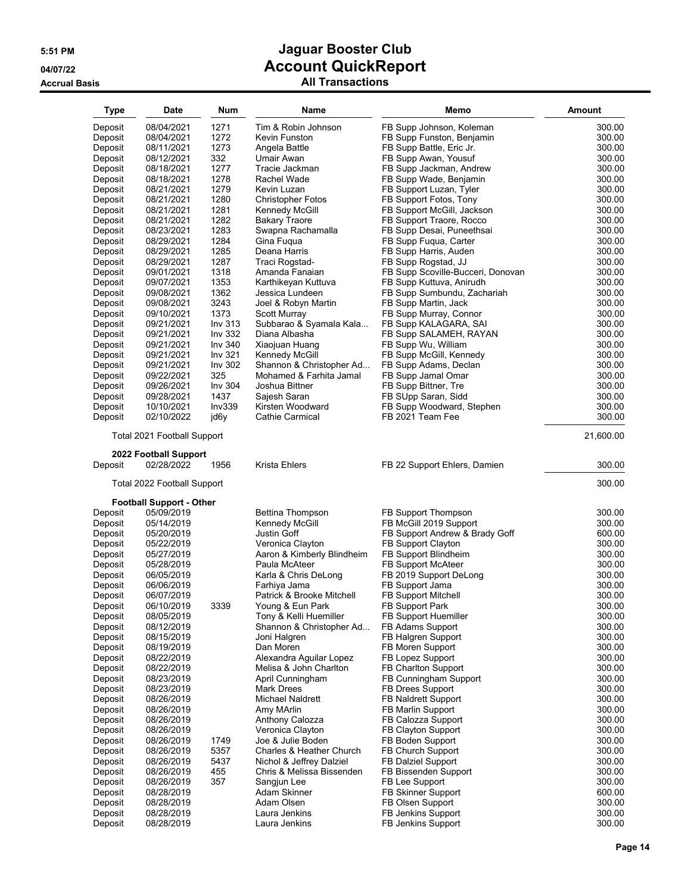# Jaguar Booster Club

## Account QuickReport

### All Transactions

5:51 PM
04/07/22
Accrual Basis

| Type | Date | Num | Name | Memo | Amount |
|---|---|---|---|---|---|
| Deposit | 08/04/2021 | 1271 | Tim & Robin Johnson | FB Supp Johnson, Koleman | 300.00 |
| Deposit | 08/04/2021 | 1272 | Kevin Funston | FB Supp Funston, Benjamin | 300.00 |
| Deposit | 08/11/2021 | 1273 | Angela Battle | FB Supp Battle, Eric Jr. | 300.00 |
| Deposit | 08/12/2021 | 332 | Umair Awan | FB Supp Awan, Yousuf | 300.00 |
| Deposit | 08/18/2021 | 1277 | Tracie Jackman | FB Supp Jackman, Andrew | 300.00 |
| Deposit | 08/18/2021 | 1278 | Rachel Wade | FB Supp Wade, Benjamin | 300.00 |
| Deposit | 08/21/2021 | 1279 | Kevin Luzan | FB Support Luzan, Tyler | 300.00 |
| Deposit | 08/21/2021 | 1280 | Christopher Fotos | FB Support Fotos, Tony | 300.00 |
| Deposit | 08/21/2021 | 1281 | Kennedy McGill | FB Support McGill, Jackson | 300.00 |
| Deposit | 08/21/2021 | 1282 | Bakary Traore | FB Support Traore, Rocco | 300.00 |
| Deposit | 08/23/2021 | 1283 | Swapna Rachamalla | FB Supp Desai, Puneethsai | 300.00 |
| Deposit | 08/29/2021 | 1284 | Gina Fuqua | FB Supp Fuqua, Carter | 300.00 |
| Deposit | 08/29/2021 | 1285 | Deana Harris | FB Supp Harris, Auden | 300.00 |
| Deposit | 08/29/2021 | 1287 | Traci Rogstad- | FB Supp Rogstad, JJ | 300.00 |
| Deposit | 09/01/2021 | 1318 | Amanda Fanaian | FB Supp Scoville-Bucceri, Donovan | 300.00 |
| Deposit | 09/07/2021 | 1353 | Karthikeyan Kuttuva | FB Supp Kuttuva, Anirudh | 300.00 |
| Deposit | 09/08/2021 | 1362 | Jessica Lundeen | FB Supp Sumbundu, Zachariah | 300.00 |
| Deposit | 09/08/2021 | 3243 | Joel & Robyn Martin | FB Supp Martin, Jack | 300.00 |
| Deposit | 09/10/2021 | 1373 | Scott Murray | FB Supp Murray, Connor | 300.00 |
| Deposit | 09/21/2021 | Inv 313 | Subbarao & Syamala Kala... | FB Supp KALAGARA, SAI | 300.00 |
| Deposit | 09/21/2021 | Inv 332 | Diana Albasha | FB Supp SALAMEH, RAYAN | 300.00 |
| Deposit | 09/21/2021 | Inv 340 | Xiaojuan Huang | FB Supp Wu, William | 300.00 |
| Deposit | 09/21/2021 | Inv 321 | Kennedy McGill | FB Supp McGill, Kennedy | 300.00 |
| Deposit | 09/21/2021 | Inv 302 | Shannon & Christopher Ad... | FB Supp Adams, Declan | 300.00 |
| Deposit | 09/22/2021 | 325 | Mohamed & Farhita Jamal | FB Supp Jamal Omar | 300.00 |
| Deposit | 09/26/2021 | Inv 304 | Joshua Bittner | FB Supp Bittner, Tre | 300.00 |
| Deposit | 09/28/2021 | 1437 | Sajesh Saran | FB SUpp Saran, Sidd | 300.00 |
| Deposit | 10/10/2021 | Inv339 | Kirsten Woodward | FB Supp Woodward, Stephen | 300.00 |
| Deposit | 02/10/2022 | jd6y | Cathie Carmical | FB 2021 Team Fee | 300.00 |
| Total 2021 Football Support | | | | | 21,600.00 |
| **2022 Football Support** | | | | | |
| Deposit | 02/28/2022 | 1956 | Krista Ehlers | FB 22 Support Ehlers, Damien | 300.00 |
| Total 2022 Football Support | | | | | 300.00 |
| **Football Support - Other** | | | | | |
| Deposit | 05/09/2019 | | Bettina Thompson | FB Support Thompson | 300.00 |
| Deposit | 05/14/2019 | | Kennedy McGill | FB McGill 2019 Support | 300.00 |
| Deposit | 05/20/2019 | | Justin Goff | FB Support Andrew & Brady Goff | 600.00 |
| Deposit | 05/22/2019 | | Veronica Clayton | FB Support Clayton | 300.00 |
| Deposit | 05/27/2019 | | Aaron & Kimberly Blindheim | FB Support Blindheim | 300.00 |
| Deposit | 05/28/2019 | | Paula McAteer | FB Support McAteer | 300.00 |
| Deposit | 06/05/2019 | | Karla & Chris DeLong | FB 2019 Support DeLong | 300.00 |
| Deposit | 06/06/2019 | | Farhiya Jama | FB Support Jama | 300.00 |
| Deposit | 06/07/2019 | | Patrick & Brooke Mitchell | FB Support Mitchell | 300.00 |
| Deposit | 06/10/2019 | 3339 | Young & Eun Park | FB Support Park | 300.00 |
| Deposit | 08/05/2019 | | Tony & Kelli Huemiller | FB Support Huemiller | 300.00 |
| Deposit | 08/12/2019 | | Shannon & Christopher Ad... | FB Adams Support | 300.00 |
| Deposit | 08/15/2019 | | Joni Halgren | FB Halgren Support | 300.00 |
| Deposit | 08/19/2019 | | Dan Moren | FB Moren Support | 300.00 |
| Deposit | 08/22/2019 | | Alexandra Aguilar Lopez | FB Lopez Support | 300.00 |
| Deposit | 08/22/2019 | | Melisa & John Charlton | FB Charlton Support | 300.00 |
| Deposit | 08/23/2019 | | April Cunningham | FB Cunningham Support | 300.00 |
| Deposit | 08/23/2019 | | Mark Drees | FB Drees Support | 300.00 |
| Deposit | 08/26/2019 | | Michael Naldrett | FB Naldrett Support | 300.00 |
| Deposit | 08/26/2019 | | Amy MArlin | FB Marlin Support | 300.00 |
| Deposit | 08/26/2019 | | Anthony Calozza | FB Calozza Support | 300.00 |
| Deposit | 08/26/2019 | | Veronica Clayton | FB Clayton Support | 300.00 |
| Deposit | 08/26/2019 | 1749 | Joe & Julie Boden | FB Boden Support | 300.00 |
| Deposit | 08/26/2019 | 5357 | Charles & Heather Church | FB Church Support | 300.00 |
| Deposit | 08/26/2019 | 5437 | Nichol & Jeffrey Dalziel | FB Dalziel Support | 300.00 |
| Deposit | 08/26/2019 | 455 | Chris & Melissa Bissenden | FB Bissenden Support | 300.00 |
| Deposit | 08/26/2019 | 357 | Sangjun Lee | FB Lee Support | 300.00 |
| Deposit | 08/28/2019 | | Adam Skinner | FB Skinner Support | 600.00 |
| Deposit | 08/28/2019 | | Adam Olsen | FB Olsen Support | 300.00 |
| Deposit | 08/28/2019 | | Laura Jenkins | FB Jenkins Support | 300.00 |
| Deposit | 08/28/2019 | | Laura Jenkins | FB Jenkins Support | 300.00 |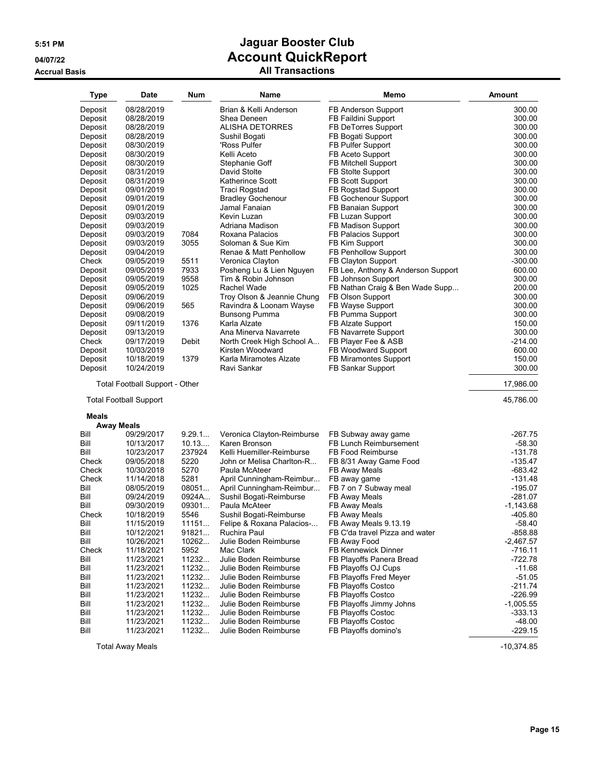# Jaguar Booster Club

## Account QuickReport

### All Transactions

5:51 PM
04/07/22
Accrual Basis

| Type | Date | Num | Name | Memo | Amount |
|---|---|---|---|---|---|
| Deposit | 08/28/2019 | | Brian & Kelli Anderson | FB Anderson Support | 300.00 |
| Deposit | 08/28/2019 | | Shea Deneen | FB Faildini Support | 300.00 |
| Deposit | 08/28/2019 | | ALISHA DETORRES | FB DeTorres Support | 300.00 |
| Deposit | 08/28/2019 | | Sushil Bogati | FB Bogati Support | 300.00 |
| Deposit | 08/30/2019 | | 'Ross Pulfer | FB Pulfer Support | 300.00 |
| Deposit | 08/30/2019 | | Kelli Aceto | FB Aceto Support | 300.00 |
| Deposit | 08/30/2019 | | Stephanie Goff | FB Mitchell Support | 300.00 |
| Deposit | 08/31/2019 | | David Stolte | FB Stolte Support | 300.00 |
| Deposit | 08/31/2019 | | Katherince Scott | FB Scott Support | 300.00 |
| Deposit | 09/01/2019 | | Traci Rogstad | FB Rogstad Support | 300.00 |
| Deposit | 09/01/2019 | | Bradley Gochenour | FB Gochenour Support | 300.00 |
| Deposit | 09/01/2019 | | Jamal Fanaian | FB Banaian Support | 300.00 |
| Deposit | 09/03/2019 | | Kevin Luzan | FB Luzan Support | 300.00 |
| Deposit | 09/03/2019 | | Adriana Madison | FB Madison Support | 300.00 |
| Deposit | 09/03/2019 | 7084 | Roxana Palacios | FB Palacios Support | 300.00 |
| Deposit | 09/03/2019 | 3055 | Soloman & Sue Kim | FB Kim Support | 300.00 |
| Deposit | 09/04/2019 | | Renae & Matt Penhollow | FB Penhollow Support | 300.00 |
| Check | 09/05/2019 | 5511 | Veronica Clayton | FB Clayton Support | -300.00 |
| Deposit | 09/05/2019 | 7933 | Posheng Lu & Lien Nguyen | FB Lee, Anthony & Anderson Support | 600.00 |
| Deposit | 09/05/2019 | 9558 | Tim & Robin Johnson | FB Johnson Support | 300.00 |
| Deposit | 09/05/2019 | 1025 | Rachel Wade | FB Nathan Craig & Ben Wade Supp... | 200.00 |
| Deposit | 09/06/2019 | | Troy Olson & Jeannie Chung | FB Olson Support | 300.00 |
| Deposit | 09/06/2019 | 565 | Ravindra & Loonam Wayse | FB Wayse Support | 300.00 |
| Deposit | 09/08/2019 | | Bunsong Pumma | FB Pumma Support | 300.00 |
| Deposit | 09/11/2019 | 1376 | Karla Alzate | FB Alzate Support | 150.00 |
| Deposit | 09/13/2019 | | Ana Minerva Navarrete | FB Navarrete Support | 300.00 |
| Check | 09/17/2019 | Debit | North Creek High School A... | FB Player Fee & ASB | -214.00 |
| Deposit | 10/03/2019 | | Kirsten Woodward | FB Woodward Support | 600.00 |
| Deposit | 10/18/2019 | 1379 | Karla Miramotes Alzate | FB Miramontes Support | 150.00 |
| Deposit | 10/24/2019 | | Ravi Sankar | FB Sankar Support | 300.00 |
| Total Football Support - Other | | | | | 17,986.00 |
| Total Football Support | | | | | 45,786.00 |
| **Meals** | | | | | |
| **Away Meals** | | | | | |
| Bill | 09/29/2017 | 9.29.1... | Veronica Clayton-Reimburse | FB Subway away game | -267.75 |
| Bill | 10/13/2017 | 10.13.... | Karen Bronson | FB Lunch Reimbursement | -58.30 |
| Bill | 10/23/2017 | 237924 | Kelli Huemiller-Reimburse | FB Food Reimburse | -131.78 |
| Check | 09/05/2018 | 5220 | John or Melisa Charlton-R... | FB 8/31 Away Game Food | -135.47 |
| Check | 10/30/2018 | 5270 | Paula McAteer | FB Away Meals | -683.42 |
| Check | 11/14/2018 | 5281 | April Cunningham-Reimbur... | FB away game | -131.48 |
| Bill | 08/05/2019 | 08051... | April Cunningham-Reimbur... | FB 7 on 7 Subway meal | -195.07 |
| Bill | 09/24/2019 | 0924A... | Sushil Bogati-Reimburse | FB Away Meals | -281.07 |
| Bill | 09/30/2019 | 09301... | Paula McAteer | FB Away Meals | -1,143.68 |
| Check | 10/18/2019 | 5546 | Sushil Bogati-Reimburse | FB Away Meals | -405.80 |
| Bill | 11/15/2019 | 11151... | Felipe & Roxana Palacios-... | FB Away Meals 9.13.19 | -58.40 |
| Bill | 10/12/2021 | 91821... | Ruchira Paul | FB C'da travel Pizza and water | -858.88 |
| Bill | 10/26/2021 | 10262... | Julie Boden Reimburse | FB Away Food | -2,467.57 |
| Check | 11/18/2021 | 5952 | Mac Clark | FB Kennewick Dinner | -716.11 |
| Bill | 11/23/2021 | 11232... | Julie Boden Reimburse | FB Playoffs Panera Bread | -722.78 |
| Bill | 11/23/2021 | 11232... | Julie Boden Reimburse | FB Playoffs OJ Cups | -11.68 |
| Bill | 11/23/2021 | 11232... | Julie Boden Reimburse | FB Playoffs Fred Meyer | -51.05 |
| Bill | 11/23/2021 | 11232... | Julie Boden Reimburse | FB Playoffs Costco | -211.74 |
| Bill | 11/23/2021 | 11232... | Julie Boden Reimburse | FB Playoffs Costco | -226.99 |
| Bill | 11/23/2021 | 11232... | Julie Boden Reimburse | FB Playoffs Jimmy Johns | -1,005.55 |
| Bill | 11/23/2021 | 11232... | Julie Boden Reimburse | FB Playoffs Costoc | -333.13 |
| Bill | 11/23/2021 | 11232... | Julie Boden Reimburse | FB Playoffs Costoc | -48.00 |
| Bill | 11/23/2021 | 11232... | Julie Boden Reimburse | FB Playoffs domino's | -229.15 |
| Total Away Meals | | | | | -10,374.85 |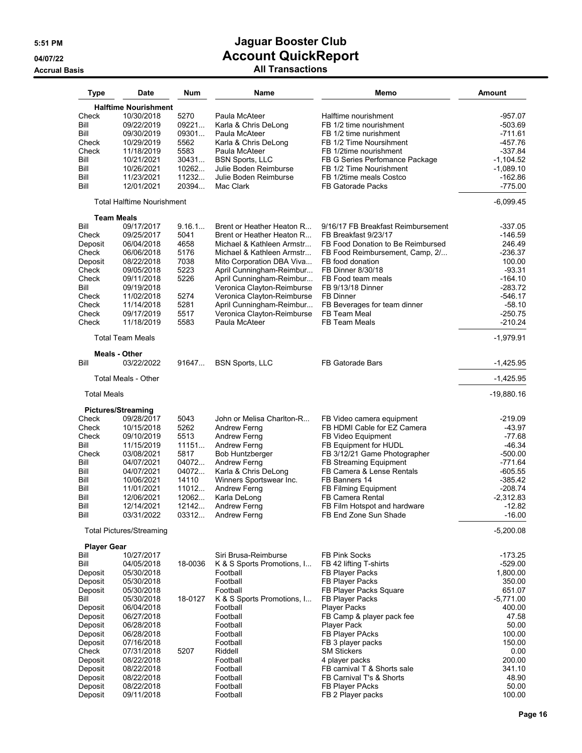# Jaguar Booster Club
## Account QuickReport
### All Transactions

5:51 PM
04/07/22
Accrual Basis

| Type | Date | Num | Name | Memo | Amount |
|---|---|---|---|---|---|
| **Halftime Nourishment** | | | | | |
| Check | 10/30/2018 | 5270 | Paula McAteer | Halftime nourishment | -957.07 |
| Bill | 09/22/2019 | 09221... | Karla & Chris DeLong | FB 1/2 time nourishment | -503.69 |
| Bill | 09/30/2019 | 09301... | Paula McAteer | FB 1/2 time nurishment | -711.61 |
| Check | 10/29/2019 | 5562 | Karla & Chris DeLong | FB 1/2 Time Noursihment | -457.76 |
| Check | 11/18/2019 | 5583 | Paula McAteer | FB 1/2time nourishment | -337.84 |
| Bill | 10/21/2021 | 30431... | BSN Sports, LLC | FB G Series Perfomance Package | -1,104.52 |
| Bill | 10/26/2021 | 10262... | Julie Boden Reimburse | FB 1/2 Time Nourishment | -1,089.10 |
| Bill | 11/23/2021 | 11232... | Julie Boden Reimburse | FB 1/2time meals Costco | -162.86 |
| Bill | 12/01/2021 | 20394... | Mac Clark | FB Gatorade Packs | -775.00 |
| Total Halftime Nourishment | | | | | -6,099.45 |
| **Team Meals** | | | | | |
| Bill | 09/17/2017 | 9.16.1... | Brent or Heather Heaton R... | 9/16/17 FB Breakfast Reimbursement | -337.05 |
| Check | 09/25/2017 | 5041 | Brent or Heather Heaton R... | FB Breakfast 9/23/17 | -146.59 |
| Deposit | 06/04/2018 | 4658 | Michael & Kathleen Armstr... | FB Food Donation to Be Reimbursed | 246.49 |
| Check | 06/06/2018 | 5176 | Michael & Kathleen Armstr... | FB Food Reimbursement, Camp, 2/... | -236.37 |
| Deposit | 08/22/2018 | 7038 | Mito Corporation DBA Viva... | FB food donation | 100.00 |
| Check | 09/05/2018 | 5223 | April Cunningham-Reimbur... | FB Dinner 8/30/18 | -93.31 |
| Check | 09/11/2018 | 5226 | April Cunningham-Reimbur... | FB Food team meals | -164.10 |
| Bill | 09/19/2018 | | Veronica Clayton-Reimburse | FB 9/13/18 Dinner | -283.72 |
| Check | 11/02/2018 | 5274 | Veronica Clayton-Reimburse | FB Dinner | -546.17 |
| Check | 11/14/2018 | 5281 | April Cunningham-Reimbur... | FB Beverages for team dinner | -58.10 |
| Check | 09/17/2019 | 5517 | Veronica Clayton-Reimburse | FB Team Meal | -250.75 |
| Check | 11/18/2019 | 5583 | Paula McAteer | FB Team Meals | -210.24 |
| Total Team Meals | | | | | -1,979.91 |
| **Meals - Other** | | | | | |
| Bill | 03/22/2022 | 91647... | BSN Sports, LLC | FB Gatorade Bars | -1,425.95 |
| Total Meals - Other | | | | | -1,425.95 |
| Total Meals | | | | | -19,880.16 |
| **Pictures/Streaming** | | | | | |
| Check | 09/28/2017 | 5043 | John or Melisa Charlton-R... | FB Video camera equipment | -219.09 |
| Check | 10/15/2018 | 5262 | Andrew Ferng | FB HDMI Cable for EZ Camera | -43.97 |
| Check | 09/10/2019 | 5513 | Andrew Ferng | FB Video Equipment | -77.68 |
| Bill | 11/15/2019 | 11151... | Andrew Ferng | FB Equipment for HUDL | -46.34 |
| Check | 03/08/2021 | 5817 | Bob Huntzberger | FB 3/12/21 Game Photographer | -500.00 |
| Bill | 04/07/2021 | 04072... | Andrew Ferng | FB Streaming Equipment | -771.64 |
| Bill | 04/07/2021 | 04072... | Karla & Chris DeLong | FB Camera & Lense Rentals | -605.55 |
| Bill | 10/06/2021 | 14110 | Winners Sportswear Inc. | FB Banners 14 | -385.42 |
| Bill | 11/01/2021 | 11012... | Andrew Ferng | FB Filming Equipment | -208.74 |
| Bill | 12/06/2021 | 12062... | Karla DeLong | FB Camera Rental | -2,312.83 |
| Bill | 12/14/2021 | 12142... | Andrew Ferng | FB Film Hotspot and hardware | -12.82 |
| Bill | 03/31/2022 | 03312... | Andrew Ferng | FB End Zone Sun Shade | -16.00 |
| Total Pictures/Streaming | | | | | -5,200.08 |
| **Player Gear** | | | | | |
| Bill | 10/27/2017 | | Siri Brusa-Reimburse | FB Pink Socks | -173.25 |
| Bill | 04/05/2018 | 18-0036 | K & S Sports Promotions, I... | FB 42 lifting T-shirts | -529.00 |
| Deposit | 05/30/2018 | | Football | FB Player Packs | 1,800.00 |
| Deposit | 05/30/2018 | | Football | FB Player Packs | 350.00 |
| Deposit | 05/30/2018 | | Football | FB Player Packs Square | 651.07 |
| Bill | 05/30/2018 | 18-0127 | K & S Sports Promotions, I... | FB Player Packs | -5,771.00 |
| Deposit | 06/04/2018 | | Football | Player Packs | 400.00 |
| Deposit | 06/27/2018 | | Football | FB Camp & player pack fee | 47.58 |
| Deposit | 06/28/2018 | | Football | Player Pack | 50.00 |
| Deposit | 06/28/2018 | | Football | FB Player PAcks | 100.00 |
| Deposit | 07/16/2018 | | Football | FB 3 player packs | 150.00 |
| Check | 07/31/2018 | 5207 | Riddell | SM Stickers | 0.00 |
| Deposit | 08/22/2018 | | Football | 4 player packs | 200.00 |
| Deposit | 08/22/2018 | | Football | FB carnival T & Shorts sale | 341.10 |
| Deposit | 08/22/2018 | | Football | FB Carnival T's & Shorts | 48.90 |
| Deposit | 08/22/2018 | | Football | FB Player PAcks | 50.00 |
| Deposit | 09/11/2018 | | Football | FB 2 Player packs | 100.00 |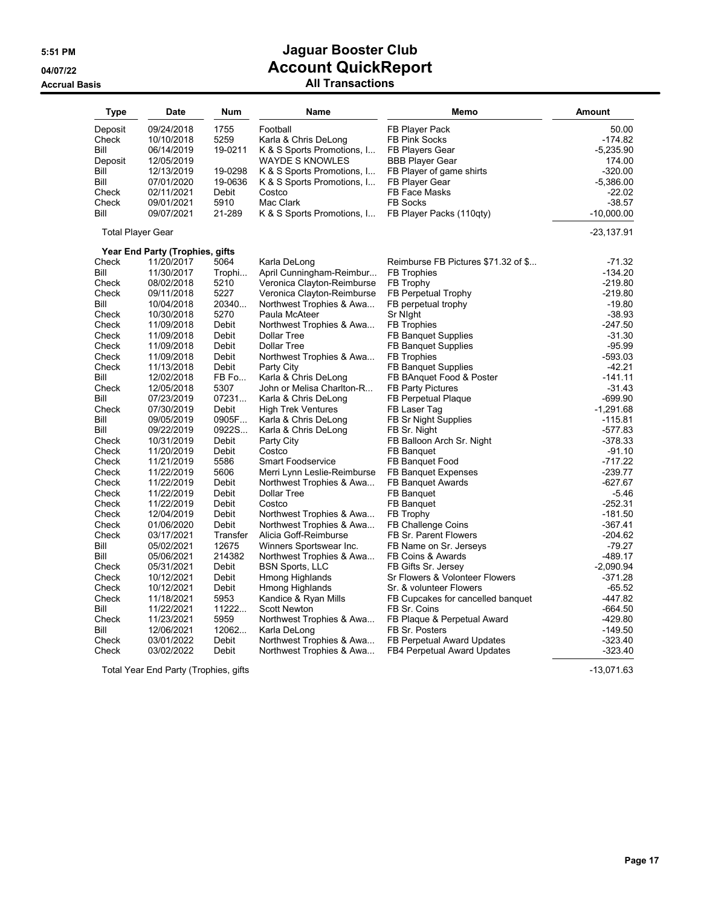# Jaguar Booster Club

## Account QuickReport

### All Transactions

5:51 PM
04/07/22
Accrual Basis

| Type | Date | Num | Name | Memo | Amount |
|---|---|---|---|---|---|
| Deposit | 09/24/2018 | 1755 | Football | FB Player Pack | 50.00 |
| Check | 10/10/2018 | 5259 | Karla & Chris DeLong | FB Pink Socks | -174.82 |
| Bill | 06/14/2019 | 19-0211 | K & S Sports Promotions, I... | FB Players Gear | -5,235.90 |
| Deposit | 12/05/2019 | | WAYDE S KNOWLES | BBB Player Gear | 174.00 |
| Bill | 12/13/2019 | 19-0298 | K & S Sports Promotions, I... | FB Player of game shirts | -320.00 |
| Bill | 07/01/2020 | 19-0636 | K & S Sports Promotions, I... | FB Player Gear | -5,386.00 |
| Check | 02/11/2021 | Debit | Costco | FB Face Masks | -22.02 |
| Check | 09/01/2021 | 5910 | Mac Clark | FB Socks | -38.57 |
| Bill | 09/07/2021 | 21-289 | K & S Sports Promotions, I... | FB Player Packs (110qty) | -10,000.00 |
| Total Player Gear | | | | | -23,137.91 |
| **Year End Party (Trophies, gifts** | | | | | |
| Check | 11/20/2017 | 5064 | Karla DeLong | Reimburse FB Pictures $71.32 of $... | -71.32 |
| Bill | 11/30/2017 | Trophi... | April Cunningham-Reimbur... | FB Trophies | -134.20 |
| Check | 08/02/2018 | 5210 | Veronica Clayton-Reimburse | FB Trophy | -219.80 |
| Check | 09/11/2018 | 5227 | Veronica Clayton-Reimburse | FB Perpetual Trophy | -219.80 |
| Bill | 10/04/2018 | 20340... | Northwest Trophies & Awa... | FB perpetual trophy | -19.80 |
| Check | 10/30/2018 | 5270 | Paula McAteer | Sr NIght | -38.93 |
| Check | 11/09/2018 | Debit | Northwest Trophies & Awa... | FB Trophies | -247.50 |
| Check | 11/09/2018 | Debit | Dollar Tree | FB Banquet Supplies | -31.30 |
| Check | 11/09/2018 | Debit | Dollar Tree | FB Banquet Supplies | -95.99 |
| Check | 11/09/2018 | Debit | Northwest Trophies & Awa... | FB Trophies | -593.03 |
| Check | 11/13/2018 | Debit | Party City | FB Banquet Supplies | -42.21 |
| Bill | 12/02/2018 | FB Fo... | Karla & Chris DeLong | FB BAnquet Food & Poster | -141.11 |
| Check | 12/05/2018 | 5307 | John or Melisa Charlton-R... | FB Party Pictures | -31.43 |
| Bill | 07/23/2019 | 07231... | Karla & Chris DeLong | FB Perpetual Plaque | -699.90 |
| Check | 07/30/2019 | Debit | High Trek Ventures | FB Laser Tag | -1,291.68 |
| Bill | 09/05/2019 | 0905F... | Karla & Chris DeLong | FB Sr Night Supplies | -115.81 |
| Bill | 09/22/2019 | 0922S... | Karla & Chris DeLong | FB Sr. Night | -577.83 |
| Check | 10/31/2019 | Debit | Party City | FB Balloon Arch Sr. Night | -378.33 |
| Check | 11/20/2019 | Debit | Costco | FB Banquet | -91.10 |
| Check | 11/21/2019 | 5586 | Smart Foodservice | FB Banquet Food | -717.22 |
| Check | 11/22/2019 | 5606 | Merri Lynn Leslie-Reimburse | FB Banquet Expenses | -239.77 |
| Check | 11/22/2019 | Debit | Northwest Trophies & Awa... | FB Banquet Awards | -627.67 |
| Check | 11/22/2019 | Debit | Dollar Tree | FB Banquet | -5.46 |
| Check | 11/22/2019 | Debit | Costco | FB Banquet | -252.31 |
| Check | 12/04/2019 | Debit | Northwest Trophies & Awa... | FB Trophy | -181.50 |
| Check | 01/06/2020 | Debit | Northwest Trophies & Awa... | FB Challenge Coins | -367.41 |
| Check | 03/17/2021 | Transfer | Alicia Goff-Reimburse | FB Sr. Parent Flowers | -204.62 |
| Bill | 05/02/2021 | 12675 | Winners Sportswear Inc. | FB Name on Sr. Jerseys | -79.27 |
| Bill | 05/06/2021 | 214382 | Northwest Trophies & Awa... | FB Coins & Awards | -489.17 |
| Check | 05/31/2021 | Debit | BSN Sports, LLC | FB Gifts Sr. Jersey | -2,090.94 |
| Check | 10/12/2021 | Debit | Hmong Highlands | Sr Flowers & Volonteer Flowers | -371.28 |
| Check | 10/12/2021 | Debit | Hmong Highlands | Sr. & volunteer Flowers | -65.52 |
| Check | 11/18/2021 | 5953 | Kandice & Ryan Mills | FB Cupcakes for cancelled banquet | -447.82 |
| Bill | 11/22/2021 | 11222... | Scott Newton | FB Sr. Coins | -664.50 |
| Check | 11/23/2021 | 5959 | Northwest Trophies & Awa... | FB Plaque & Perpetual Award | -429.80 |
| Bill | 12/06/2021 | 12062... | Karla DeLong | FB Sr. Posters | -149.50 |
| Check | 03/01/2022 | Debit | Northwest Trophies & Awa... | FB Perpetual Award Updates | -323.40 |
| Check | 03/02/2022 | Debit | Northwest Trophies & Awa... | FB4 Perpetual Award Updates | -323.40 |
| Total Year End Party (Trophies, gifts | | | | | -13,071.63 |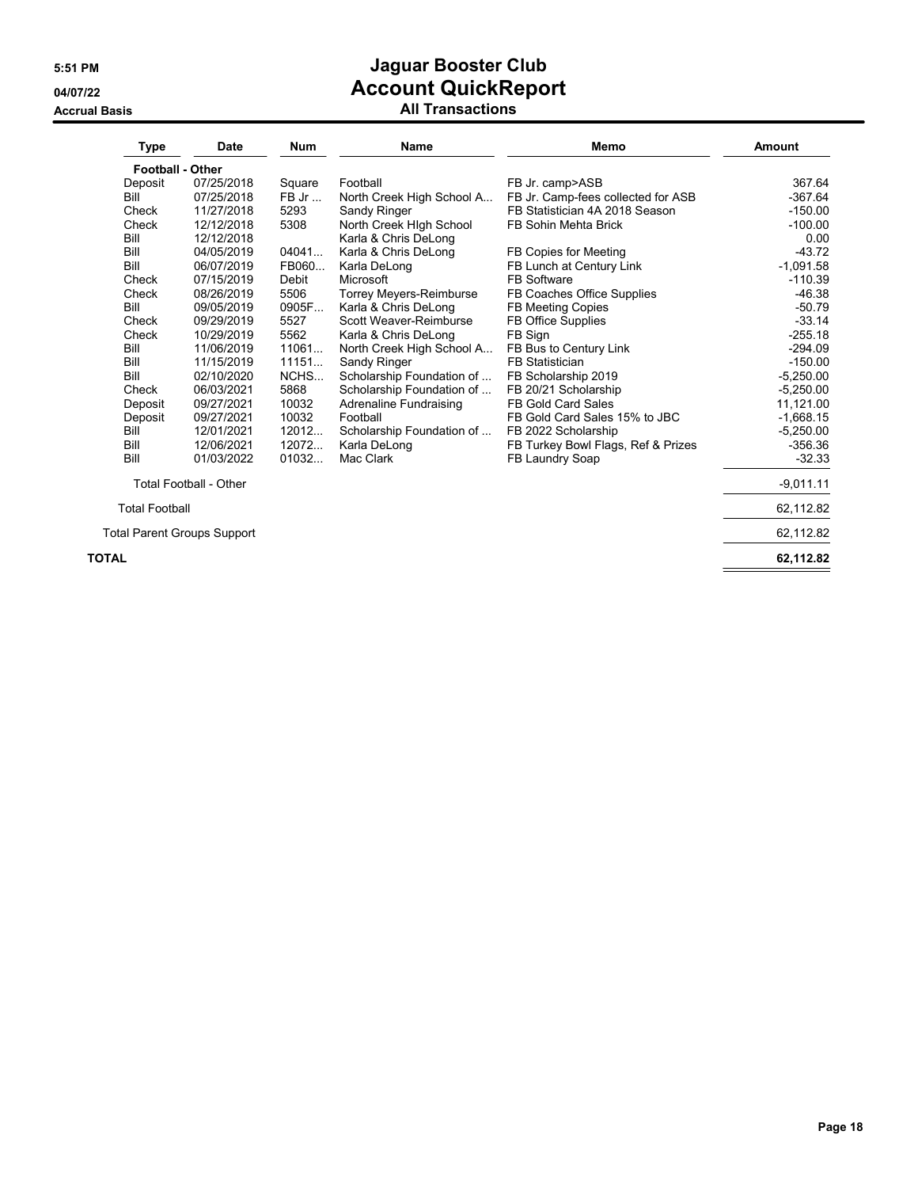# Jaguar Booster Club
## Account QuickReport
### All Transactions

5:51 PM
04/07/22
Accrual Basis

| Type | Date | Num | Name | Memo | Amount |
|---|---|---|---|---|---|
| **Football - Other** | | | | | |
| Deposit | 07/25/2018 | Square | Football | FB Jr. camp>ASB | 367.64 |
| Bill | 07/25/2018 | FB Jr ... | North Creek High School A... | FB Jr. Camp-fees collected for ASB | -367.64 |
| Check | 11/27/2018 | 5293 | Sandy Ringer | FB Statistician 4A 2018 Season | -150.00 |
| Check | 12/12/2018 | 5308 | North Creek HIgh School | FB Sohin Mehta Brick | -100.00 |
| Bill | 12/12/2018 | | Karla & Chris DeLong | | 0.00 |
| Bill | 04/05/2019 | 04041... | Karla & Chris DeLong | FB Copies for Meeting | -43.72 |
| Bill | 06/07/2019 | FB060... | Karla DeLong | FB Lunch at Century Link | -1,091.58 |
| Check | 07/15/2019 | Debit | Microsoft | FB Software | -110.39 |
| Check | 08/26/2019 | 5506 | Torrey Meyers-Reimburse | FB Coaches Office Supplies | -46.38 |
| Bill | 09/05/2019 | 0905F... | Karla & Chris DeLong | FB Meeting Copies | -50.79 |
| Check | 09/29/2019 | 5527 | Scott Weaver-Reimburse | FB Office Supplies | -33.14 |
| Check | 10/29/2019 | 5562 | Karla & Chris DeLong | FB Sign | -255.18 |
| Bill | 11/06/2019 | 11061... | North Creek High School A... | FB Bus to Century Link | -294.09 |
| Bill | 11/15/2019 | 11151... | Sandy Ringer | FB Statistician | -150.00 |
| Bill | 02/10/2020 | NCHS... | Scholarship Foundation of ... | FB Scholarship 2019 | -5,250.00 |
| Check | 06/03/2021 | 5868 | Scholarship Foundation of ... | FB 20/21 Scholarship | -5,250.00 |
| Deposit | 09/27/2021 | 10032 | Adrenaline Fundraising | FB Gold Card Sales | 11,121.00 |
| Deposit | 09/27/2021 | 10032 | Football | FB Gold Card Sales 15% to JBC | -1,668.15 |
| Bill | 12/01/2021 | 12012... | Scholarship Foundation of ... | FB 2022 Scholarship | -5,250.00 |
| Bill | 12/06/2021 | 12072... | Karla DeLong | FB Turkey Bowl Flags, Ref & Prizes | -356.36 |
| Bill | 01/03/2022 | 01032... | Mac Clark | FB Laundry Soap | -32.33 |
| Total Football - Other | | | | | -9,011.11 |
| Total Football | | | | | 62,112.82 |
| Total Parent Groups Support | | | | | 62,112.82 |
| **TOTAL** | | | | | **62,112.82** |